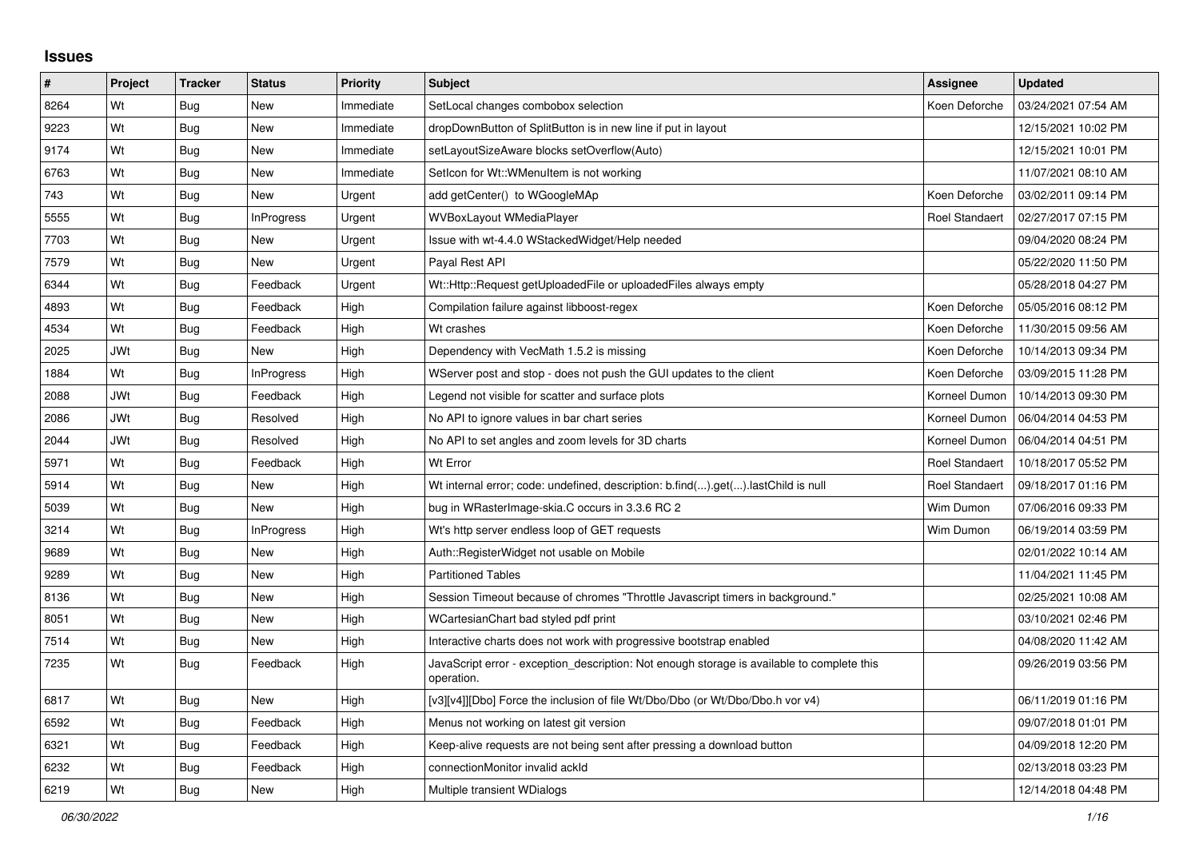## Issues

| # | Project | Tracker | Status | Priority | Subject | Assignee | Updated |
|---|---|---|---|---|---|---|---|
| 8264 | Wt | Bug | New | Immediate | SetLocal changes combobox selection | Koen Deforche | 03/24/2021 07:54 AM |
| 9223 | Wt | Bug | New | Immediate | dropDownButton of SplitButton is in new line if put in layout | | 12/15/2021 10:02 PM |
| 9174 | Wt | Bug | New | Immediate | setLayoutSizeAware blocks setOverflow(Auto) | | 12/15/2021 10:01 PM |
| 6763 | Wt | Bug | New | Immediate | SetIcon for Wt::WMenuItem is not working | | 11/07/2021 08:10 AM |
| 743 | Wt | Bug | New | Urgent | add getCenter() to WGoogleMAp | Koen Deforche | 03/02/2011 09:14 PM |
| 5555 | Wt | Bug | InProgress | Urgent | WVBoxLayout WMediaPlayer | Roel Standaert | 02/27/2017 07:15 PM |
| 7703 | Wt | Bug | New | Urgent | Issue with wt-4.4.0 WStackedWidget/Help needed | | 09/04/2020 08:24 PM |
| 7579 | Wt | Bug | New | Urgent | Payal Rest API | | 05/22/2020 11:50 PM |
| 6344 | Wt | Bug | Feedback | Urgent | Wt::Http::Request getUploadedFile or uploadedFiles always empty | | 05/28/2018 04:27 PM |
| 4893 | Wt | Bug | Feedback | High | Compilation failure against libboost-regex | Koen Deforche | 05/05/2016 08:12 PM |
| 4534 | Wt | Bug | Feedback | High | Wt crashes | Koen Deforche | 11/30/2015 09:56 AM |
| 2025 | JWt | Bug | New | High | Dependency with VecMath 1.5.2 is missing | Koen Deforche | 10/14/2013 09:34 PM |
| 1884 | Wt | Bug | InProgress | High | WServer post and stop - does not push the GUI updates to the client | Koen Deforche | 03/09/2015 11:28 PM |
| 2088 | JWt | Bug | Feedback | High | Legend not visible for scatter and surface plots | Korneel Dumon | 10/14/2013 09:30 PM |
| 2086 | JWt | Bug | Resolved | High | No API to ignore values in bar chart series | Korneel Dumon | 06/04/2014 04:53 PM |
| 2044 | JWt | Bug | Resolved | High | No API to set angles and zoom levels for 3D charts | Korneel Dumon | 06/04/2014 04:51 PM |
| 5971 | Wt | Bug | Feedback | High | Wt Error | Roel Standaert | 10/18/2017 05:52 PM |
| 5914 | Wt | Bug | New | High | Wt internal error; code: undefined, description: b.find(...).get(...).lastChild is null | Roel Standaert | 09/18/2017 01:16 PM |
| 5039 | Wt | Bug | New | High | bug in WRasterImage-skia.C occurs in 3.3.6 RC 2 | Wim Dumon | 07/06/2016 09:33 PM |
| 3214 | Wt | Bug | InProgress | High | Wt's http server endless loop of GET requests | Wim Dumon | 06/19/2014 03:59 PM |
| 9689 | Wt | Bug | New | High | Auth::RegisterWidget not usable on Mobile | | 02/01/2022 10:14 AM |
| 9289 | Wt | Bug | New | High | Partitioned Tables | | 11/04/2021 11:45 PM |
| 8136 | Wt | Bug | New | High | Session Timeout because of chromes "Throttle Javascript timers in background." | | 02/25/2021 10:08 AM |
| 8051 | Wt | Bug | New | High | WCartesianChart bad styled pdf print | | 03/10/2021 02:46 PM |
| 7514 | Wt | Bug | New | High | Interactive charts does not work with progressive bootstrap enabled | | 04/08/2020 11:42 AM |
| 7235 | Wt | Bug | Feedback | High | JavaScript error - exception_description: Not enough storage is available to complete this operation. | | 09/26/2019 03:56 PM |
| 6817 | Wt | Bug | New | High | [v3][v4]][Dbo] Force the inclusion of file Wt/Dbo/Dbo (or Wt/Dbo/Dbo.h vor v4) | | 06/11/2019 01:16 PM |
| 6592 | Wt | Bug | Feedback | High | Menus not working on latest git version | | 09/07/2018 01:01 PM |
| 6321 | Wt | Bug | Feedback | High | Keep-alive requests are not being sent after pressing a download button | | 04/09/2018 12:20 PM |
| 6232 | Wt | Bug | Feedback | High | connectionMonitor invalid ackId | | 02/13/2018 03:23 PM |
| 6219 | Wt | Bug | New | High | Multiple transient WDialogs | | 12/14/2018 04:48 PM |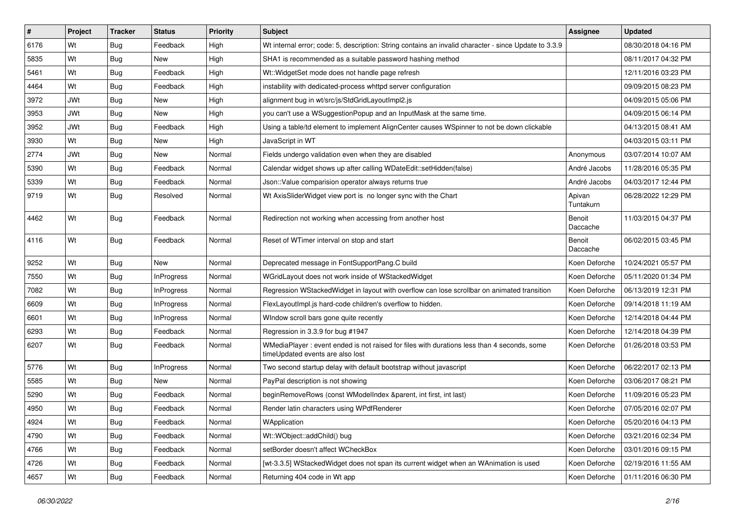| # | Project | Tracker | Status | Priority | Subject | Assignee | Updated |
|---|---|---|---|---|---|---|---|
| 6176 | Wt | Bug | Feedback | High | Wt internal error; code: 5, description: String contains an invalid character - since Update to 3.3.9 | | 08/30/2018 04:16 PM |
| 5835 | Wt | Bug | New | High | SHA1 is recommended as a suitable password hashing method | | 08/11/2017 04:32 PM |
| 5461 | Wt | Bug | Feedback | High | Wt::WidgetSet mode does not handle page refresh | | 12/11/2016 03:23 PM |
| 4464 | Wt | Bug | Feedback | High | instability with dedicated-process whttpd server configuration | | 09/09/2015 08:23 PM |
| 3972 | JWt | Bug | New | High | alignment bug in wt/src/js/StdGridLayoutImpl2.js | | 04/09/2015 05:06 PM |
| 3953 | JWt | Bug | New | High | you can't use a WSuggestionPopup and an InputMask at the same time. | | 04/09/2015 06:14 PM |
| 3952 | JWt | Bug | Feedback | High | Using a table/td element to implement AlignCenter causes WSpinner to not be down clickable | | 04/13/2015 08:41 AM |
| 3930 | Wt | Bug | New | High | JavaScript in WT | | 04/03/2015 03:11 PM |
| 2774 | JWt | Bug | New | Normal | Fields undergo validation even when they are disabled | Anonymous | 03/07/2014 10:07 AM |
| 5390 | Wt | Bug | Feedback | Normal | Calendar widget shows up after calling WDateEdit::setHidden(false) | André Jacobs | 11/28/2016 05:35 PM |
| 5339 | Wt | Bug | Feedback | Normal | Json::Value comparision operator always returns true | André Jacobs | 04/03/2017 12:44 PM |
| 9719 | Wt | Bug | Resolved | Normal | Wt AxisSliderWidget view port is no longer sync with the Chart | Apivan Tuntakurn | 06/28/2022 12:29 PM |
| 4462 | Wt | Bug | Feedback | Normal | Redirection not working when accessing from another host | Benoit Daccache | 11/03/2015 04:37 PM |
| 4116 | Wt | Bug | Feedback | Normal | Reset of WTimer interval on stop and start | Benoit Daccache | 06/02/2015 03:45 PM |
| 9252 | Wt | Bug | New | Normal | Deprecated message in FontSupportPang.C build | Koen Deforche | 10/24/2021 05:57 PM |
| 7550 | Wt | Bug | InProgress | Normal | WGridLayout does not work inside of WStackedWidget | Koen Deforche | 05/11/2020 01:34 PM |
| 7082 | Wt | Bug | InProgress | Normal | Regression WStackedWidget in layout with overflow can lose scrollbar on animated transition | Koen Deforche | 06/13/2019 12:31 PM |
| 6609 | Wt | Bug | InProgress | Normal | FlexLayoutImpl.js hard-code children's overflow to hidden. | Koen Deforche | 09/14/2018 11:19 AM |
| 6601 | Wt | Bug | InProgress | Normal | WIndow scroll bars gone quite recently | Koen Deforche | 12/14/2018 04:44 PM |
| 6293 | Wt | Bug | Feedback | Normal | Regression in 3.3.9 for bug #1947 | Koen Deforche | 12/14/2018 04:39 PM |
| 6207 | Wt | Bug | Feedback | Normal | WMediaPlayer : event ended is not raised for files with durations less than 4 seconds, some timeUpdated events are also lost | Koen Deforche | 01/26/2018 03:53 PM |
| 5776 | Wt | Bug | InProgress | Normal | Two second startup delay with default bootstrap without javascript | Koen Deforche | 06/22/2017 02:13 PM |
| 5585 | Wt | Bug | New | Normal | PayPal description is not showing | Koen Deforche | 03/06/2017 08:21 PM |
| 5290 | Wt | Bug | Feedback | Normal | beginRemoveRows (const WModelIndex &parent, int first, int last) | Koen Deforche | 11/09/2016 05:23 PM |
| 4950 | Wt | Bug | Feedback | Normal | Render latin characters using WPdfRenderer | Koen Deforche | 07/05/2016 02:07 PM |
| 4924 | Wt | Bug | Feedback | Normal | WApplication | Koen Deforche | 05/20/2016 04:13 PM |
| 4790 | Wt | Bug | Feedback | Normal | Wt::WObject::addChild() bug | Koen Deforche | 03/21/2016 02:34 PM |
| 4766 | Wt | Bug | Feedback | Normal | setBorder doesn't affect WCheckBox | Koen Deforche | 03/01/2016 09:15 PM |
| 4726 | Wt | Bug | Feedback | Normal | [wt-3.3.5] WStackedWidget does not span its current widget when an WAnimation is used | Koen Deforche | 02/19/2016 11:55 AM |
| 4657 | Wt | Bug | Feedback | Normal | Returning 404 code in Wt app | Koen Deforche | 01/11/2016 06:30 PM |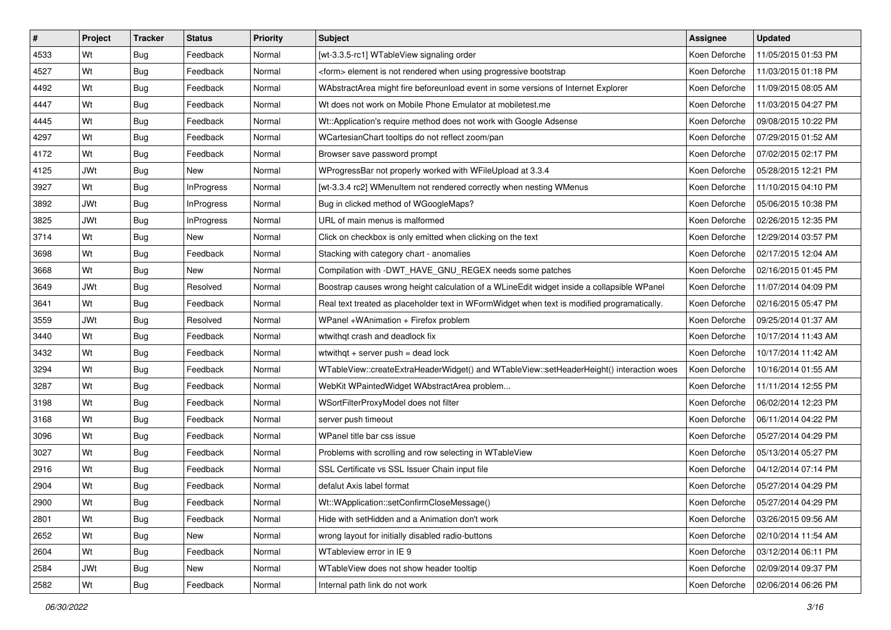| # | Project | Tracker | Status | Priority | Subject | Assignee | Updated |
|---|---|---|---|---|---|---|---|
| 4533 | Wt | Bug | Feedback | Normal | [wt-3.3.5-rc1] WTableView signaling order | Koen Deforche | 11/05/2015 01:53 PM |
| 4527 | Wt | Bug | Feedback | Normal | <form> element is not rendered when using progressive bootstrap | Koen Deforche | 11/03/2015 01:18 PM |
| 4492 | Wt | Bug | Feedback | Normal | WAbstractArea might fire beforeunload event in some versions of Internet Explorer | Koen Deforche | 11/09/2015 08:05 AM |
| 4447 | Wt | Bug | Feedback | Normal | Wt does not work on Mobile Phone Emulator at mobiletest.me | Koen Deforche | 11/03/2015 04:27 PM |
| 4445 | Wt | Bug | Feedback | Normal | Wt::Application's require method does not work with Google Adsense | Koen Deforche | 09/08/2015 10:22 PM |
| 4297 | Wt | Bug | Feedback | Normal | WCartesianChart tooltips do not reflect zoom/pan | Koen Deforche | 07/29/2015 01:52 AM |
| 4172 | Wt | Bug | Feedback | Normal | Browser save password prompt | Koen Deforche | 07/02/2015 02:17 PM |
| 4125 | JWt | Bug | New | Normal | WProgressBar not properly worked with WFileUpload at 3.3.4 | Koen Deforche | 05/28/2015 12:21 PM |
| 3927 | Wt | Bug | InProgress | Normal | [wt-3.3.4 rc2] WMenuItem not rendered correctly when nesting WMenus | Koen Deforche | 11/10/2015 04:10 PM |
| 3892 | JWt | Bug | InProgress | Normal | Bug in clicked method of WGoogleMaps? | Koen Deforche | 05/06/2015 10:38 PM |
| 3825 | JWt | Bug | InProgress | Normal | URL of main menus is malformed | Koen Deforche | 02/26/2015 12:35 PM |
| 3714 | Wt | Bug | New | Normal | Click on checkbox is only emitted when clicking on the text | Koen Deforche | 12/29/2014 03:57 PM |
| 3698 | Wt | Bug | Feedback | Normal | Stacking with category chart - anomalies | Koen Deforche | 02/17/2015 12:04 AM |
| 3668 | Wt | Bug | New | Normal | Compilation with -DWT_HAVE_GNU_REGEX needs some patches | Koen Deforche | 02/16/2015 01:45 PM |
| 3649 | JWt | Bug | Resolved | Normal | Boostrap causes wrong height calculation of a WLineEdit widget inside a collapsible WPanel | Koen Deforche | 11/07/2014 04:09 PM |
| 3641 | Wt | Bug | Feedback | Normal | Real text treated as placeholder text in WFormWidget when text is modified programatically. | Koen Deforche | 02/16/2015 05:47 PM |
| 3559 | JWt | Bug | Resolved | Normal | WPanel +WAnimation + Firefox problem | Koen Deforche | 09/25/2014 01:37 AM |
| 3440 | Wt | Bug | Feedback | Normal | wtwithqt crash and deadlock fix | Koen Deforche | 10/17/2014 11:43 AM |
| 3432 | Wt | Bug | Feedback | Normal | wtwithqt + server push = dead lock | Koen Deforche | 10/17/2014 11:42 AM |
| 3294 | Wt | Bug | Feedback | Normal | WTableView::createExtraHeaderWidget() and WTableView::setHeaderHeight() interaction woes | Koen Deforche | 10/16/2014 01:55 AM |
| 3287 | Wt | Bug | Feedback | Normal | WebKit WPaintedWidget WAbstractArea problem... | Koen Deforche | 11/11/2014 12:55 PM |
| 3198 | Wt | Bug | Feedback | Normal | WSortFilterProxyModel does not filter | Koen Deforche | 06/02/2014 12:23 PM |
| 3168 | Wt | Bug | Feedback | Normal | server push timeout | Koen Deforche | 06/11/2014 04:22 PM |
| 3096 | Wt | Bug | Feedback | Normal | WPanel title bar css issue | Koen Deforche | 05/27/2014 04:29 PM |
| 3027 | Wt | Bug | Feedback | Normal | Problems with scrolling and row selecting in WTableView | Koen Deforche | 05/13/2014 05:27 PM |
| 2916 | Wt | Bug | Feedback | Normal | SSL Certificate vs SSL Issuer Chain input file | Koen Deforche | 04/12/2014 07:14 PM |
| 2904 | Wt | Bug | Feedback | Normal | defalut Axis label format | Koen Deforche | 05/27/2014 04:29 PM |
| 2900 | Wt | Bug | Feedback | Normal | Wt::WApplication::setConfirmCloseMessage() | Koen Deforche | 05/27/2014 04:29 PM |
| 2801 | Wt | Bug | Feedback | Normal | Hide with setHidden and a Animation don't work | Koen Deforche | 03/26/2015 09:56 AM |
| 2652 | Wt | Bug | New | Normal | wrong layout for initially disabled radio-buttons | Koen Deforche | 02/10/2014 11:54 AM |
| 2604 | Wt | Bug | Feedback | Normal | WTableview error in IE 9 | Koen Deforche | 03/12/2014 06:11 PM |
| 2584 | JWt | Bug | New | Normal | WTableView does not show header tooltip | Koen Deforche | 02/09/2014 09:37 PM |
| 2582 | Wt | Bug | Feedback | Normal | Internal path link do not work | Koen Deforche | 02/06/2014 06:26 PM |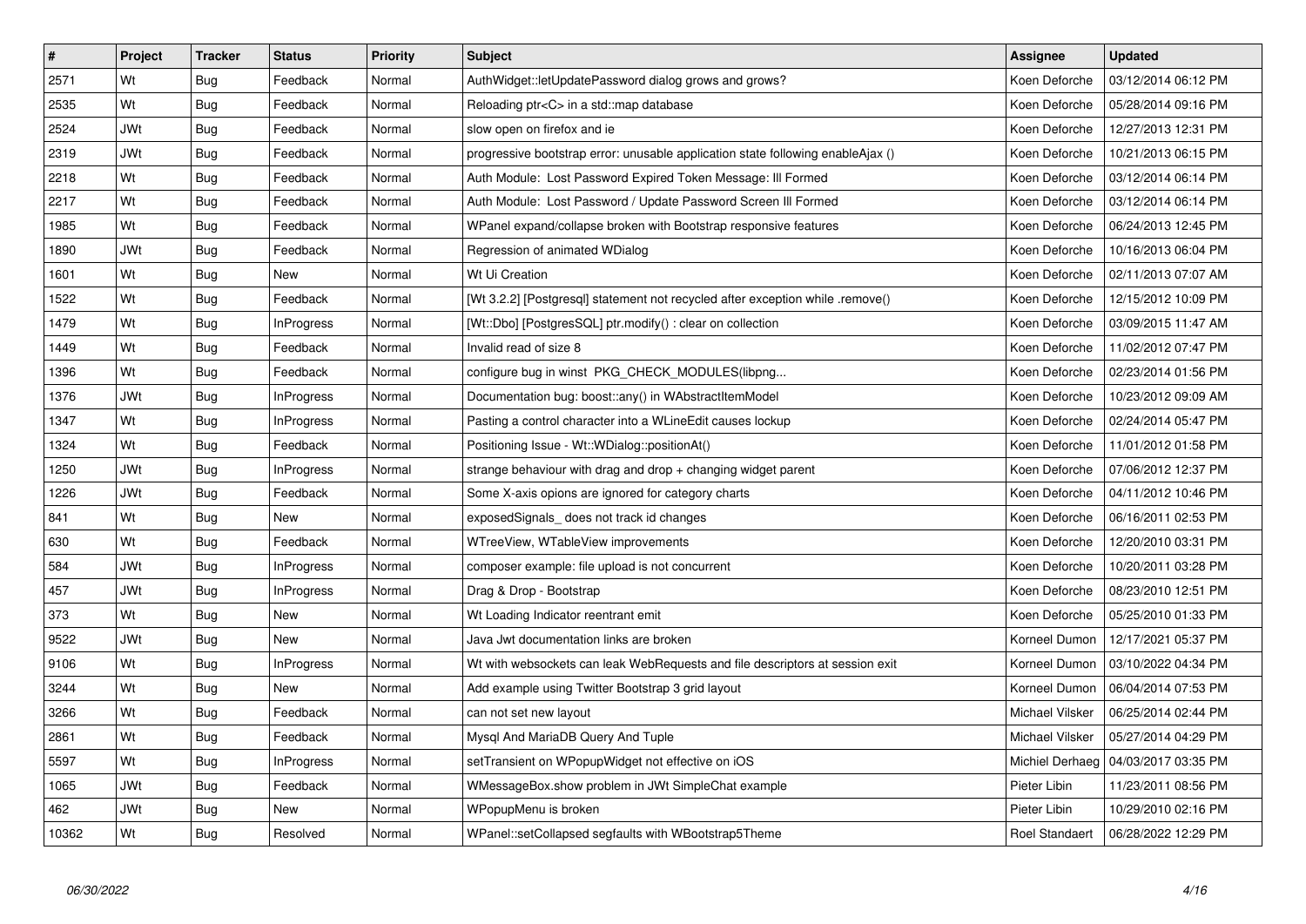| # | Project | Tracker | Status | Priority | Subject | Assignee | Updated |
|---|---|---|---|---|---|---|---|
| 2571 | Wt | Bug | Feedback | Normal | AuthWidget::letUpdatePassword dialog grows and grows? | Koen Deforche | 03/12/2014 06:12 PM |
| 2535 | Wt | Bug | Feedback | Normal | Reloading ptr<C> in a std::map database | Koen Deforche | 05/28/2014 09:16 PM |
| 2524 | JWt | Bug | Feedback | Normal | slow open on firefox and ie | Koen Deforche | 12/27/2013 12:31 PM |
| 2319 | JWt | Bug | Feedback | Normal | progressive bootstrap error: unusable application state following enableAjax () | Koen Deforche | 10/21/2013 06:15 PM |
| 2218 | Wt | Bug | Feedback | Normal | Auth Module:  Lost Password Expired Token Message: Ill Formed | Koen Deforche | 03/12/2014 06:14 PM |
| 2217 | Wt | Bug | Feedback | Normal | Auth Module:  Lost Password / Update Password Screen Ill Formed | Koen Deforche | 03/12/2014 06:14 PM |
| 1985 | Wt | Bug | Feedback | Normal | WPanel expand/collapse broken with Bootstrap responsive features | Koen Deforche | 06/24/2013 12:45 PM |
| 1890 | JWt | Bug | Feedback | Normal | Regression of animated WDialog | Koen Deforche | 10/16/2013 06:04 PM |
| 1601 | Wt | Bug | New | Normal | Wt Ui Creation | Koen Deforche | 02/11/2013 07:07 AM |
| 1522 | Wt | Bug | Feedback | Normal | [Wt 3.2.2] [Postgresql] statement not recycled after exception while .remove() | Koen Deforche | 12/15/2012 10:09 PM |
| 1479 | Wt | Bug | InProgress | Normal | [Wt::Dbo] [PostgresSQL] ptr.modify() : clear on collection | Koen Deforche | 03/09/2015 11:47 AM |
| 1449 | Wt | Bug | Feedback | Normal | Invalid read of size 8 | Koen Deforche | 11/02/2012 07:47 PM |
| 1396 | Wt | Bug | Feedback | Normal | configure bug in winst  PKG_CHECK_MODULES(libpng... | Koen Deforche | 02/23/2014 01:56 PM |
| 1376 | JWt | Bug | InProgress | Normal | Documentation bug: boost::any() in WAbstractItemModel | Koen Deforche | 10/23/2012 09:09 AM |
| 1347 | Wt | Bug | InProgress | Normal | Pasting a control character into a WLineEdit causes lockup | Koen Deforche | 02/24/2014 05:47 PM |
| 1324 | Wt | Bug | Feedback | Normal | Positioning Issue - Wt::WDialog::positionAt() | Koen Deforche | 11/01/2012 01:58 PM |
| 1250 | JWt | Bug | InProgress | Normal | strange behaviour with drag and drop + changing widget parent | Koen Deforche | 07/06/2012 12:37 PM |
| 1226 | JWt | Bug | Feedback | Normal | Some X-axis opions are ignored for category charts | Koen Deforche | 04/11/2012 10:46 PM |
| 841 | Wt | Bug | New | Normal | exposedSignals_ does not track id changes | Koen Deforche | 06/16/2011 02:53 PM |
| 630 | Wt | Bug | Feedback | Normal | WTreeView, WTableView improvements | Koen Deforche | 12/20/2010 03:31 PM |
| 584 | JWt | Bug | InProgress | Normal | composer example: file upload is not concurrent | Koen Deforche | 10/20/2011 03:28 PM |
| 457 | JWt | Bug | InProgress | Normal | Drag & Drop - Bootstrap | Koen Deforche | 08/23/2010 12:51 PM |
| 373 | Wt | Bug | New | Normal | Wt Loading Indicator reentrant emit | Koen Deforche | 05/25/2010 01:33 PM |
| 9522 | JWt | Bug | New | Normal | Java Jwt documentation links are broken | Korneel Dumon | 12/17/2021 05:37 PM |
| 9106 | Wt | Bug | InProgress | Normal | Wt with websockets can leak WebRequests and file descriptors at session exit | Korneel Dumon | 03/10/2022 04:34 PM |
| 3244 | Wt | Bug | New | Normal | Add example using Twitter Bootstrap 3 grid layout | Korneel Dumon | 06/04/2014 07:53 PM |
| 3266 | Wt | Bug | Feedback | Normal | can not set new layout | Michael Vilsker | 06/25/2014 02:44 PM |
| 2861 | Wt | Bug | Feedback | Normal | Mysql And MariaDB Query And Tuple | Michael Vilsker | 05/27/2014 04:29 PM |
| 5597 | Wt | Bug | InProgress | Normal | setTransient on WPopupWidget not effective on iOS | Michiel Derhaeg | 04/03/2017 03:35 PM |
| 1065 | JWt | Bug | Feedback | Normal | WMessageBox.show problem in JWt SimpleChat example | Pieter Libin | 11/23/2011 08:56 PM |
| 462 | JWt | Bug | New | Normal | WPopupMenu is broken | Pieter Libin | 10/29/2010 02:16 PM |
| 10362 | Wt | Bug | Resolved | Normal | WPanel::setCollapsed segfaults with WBootstrap5Theme | Roel Standaert | 06/28/2022 12:29 PM |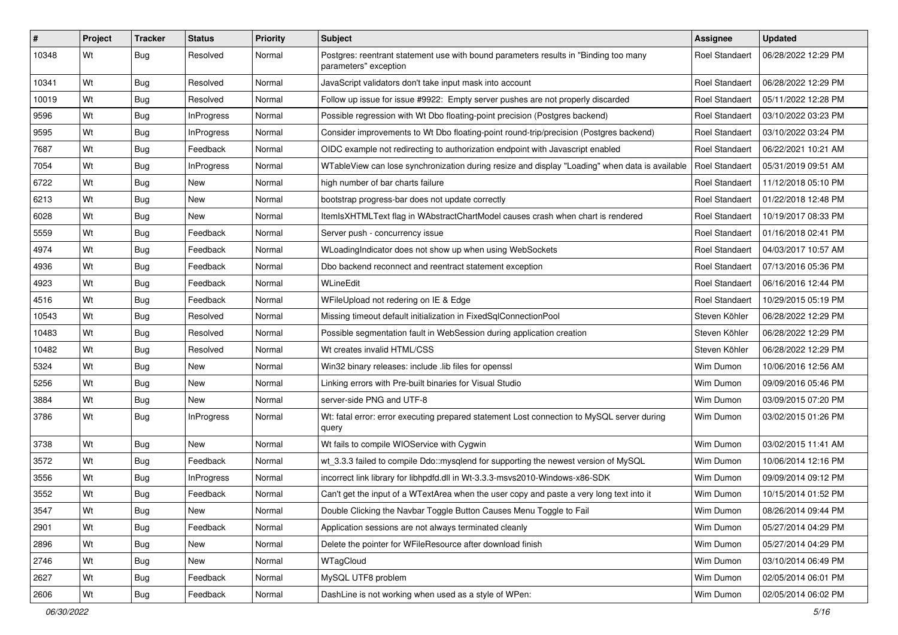| # | Project | Tracker | Status | Priority | Subject | Assignee | Updated |
|---|---|---|---|---|---|---|---|
| 10348 | Wt | Bug | Resolved | Normal | Postgres: reentrant statement use with bound parameters results in "Binding too many parameters" exception | Roel Standaert | 06/28/2022 12:29 PM |
| 10341 | Wt | Bug | Resolved | Normal | JavaScript validators don't take input mask into account | Roel Standaert | 06/28/2022 12:29 PM |
| 10019 | Wt | Bug | Resolved | Normal | Follow up issue for issue #9922: Empty server pushes are not properly discarded | Roel Standaert | 05/11/2022 12:28 PM |
| 9596 | Wt | Bug | InProgress | Normal | Possible regression with Wt Dbo floating-point precision (Postgres backend) | Roel Standaert | 03/10/2022 03:23 PM |
| 9595 | Wt | Bug | InProgress | Normal | Consider improvements to Wt Dbo floating-point round-trip/precision (Postgres backend) | Roel Standaert | 03/10/2022 03:24 PM |
| 7687 | Wt | Bug | Feedback | Normal | OIDC example not redirecting to authorization endpoint with Javascript enabled | Roel Standaert | 06/22/2021 10:21 AM |
| 7054 | Wt | Bug | InProgress | Normal | WTableView can lose synchronization during resize and display "Loading" when data is available | Roel Standaert | 05/31/2019 09:51 AM |
| 6722 | Wt | Bug | New | Normal | high number of bar charts failure | Roel Standaert | 11/12/2018 05:10 PM |
| 6213 | Wt | Bug | New | Normal | bootstrap progress-bar does not update correctly | Roel Standaert | 01/22/2018 12:48 PM |
| 6028 | Wt | Bug | New | Normal | ItemIsXHTMLText flag in WAbstractChartModel causes crash when chart is rendered | Roel Standaert | 10/19/2017 08:33 PM |
| 5559 | Wt | Bug | Feedback | Normal | Server push - concurrency issue | Roel Standaert | 01/16/2018 02:41 PM |
| 4974 | Wt | Bug | Feedback | Normal | WLoadingIndicator does not show up when using WebSockets | Roel Standaert | 04/03/2017 10:57 AM |
| 4936 | Wt | Bug | Feedback | Normal | Dbo backend reconnect and reentract statement exception | Roel Standaert | 07/13/2016 05:36 PM |
| 4923 | Wt | Bug | Feedback | Normal | WLineEdit | Roel Standaert | 06/16/2016 12:44 PM |
| 4516 | Wt | Bug | Feedback | Normal | WFileUpload not redering on IE & Edge | Roel Standaert | 10/29/2015 05:19 PM |
| 10543 | Wt | Bug | Resolved | Normal | Missing timeout default initialization in FixedSqlConnectionPool | Steven Köhler | 06/28/2022 12:29 PM |
| 10483 | Wt | Bug | Resolved | Normal | Possible segmentation fault in WebSession during application creation | Steven Köhler | 06/28/2022 12:29 PM |
| 10482 | Wt | Bug | Resolved | Normal | Wt creates invalid HTML/CSS | Steven Köhler | 06/28/2022 12:29 PM |
| 5324 | Wt | Bug | New | Normal | Win32 binary releases: include .lib files for openssl | Wim Dumon | 10/06/2016 12:56 AM |
| 5256 | Wt | Bug | New | Normal | Linking errors with Pre-built binaries for Visual Studio | Wim Dumon | 09/09/2016 05:46 PM |
| 3884 | Wt | Bug | New | Normal | server-side PNG and UTF-8 | Wim Dumon | 03/09/2015 07:20 PM |
| 3786 | Wt | Bug | InProgress | Normal | Wt: fatal error: error executing prepared statement Lost connection to MySQL server during query | Wim Dumon | 03/02/2015 01:26 PM |
| 3738 | Wt | Bug | New | Normal | Wt fails to compile WIOService with Cygwin | Wim Dumon | 03/02/2015 11:41 AM |
| 3572 | Wt | Bug | Feedback | Normal | wt_3.3.3 failed to compile Ddo::mysqlend for supporting the newest version of MySQL | Wim Dumon | 10/06/2014 12:16 PM |
| 3556 | Wt | Bug | InProgress | Normal | incorrect link library for libhpdfd.dll in Wt-3.3.3-msvs2010-Windows-x86-SDK | Wim Dumon | 09/09/2014 09:12 PM |
| 3552 | Wt | Bug | Feedback | Normal | Can't get the input of a WTextArea when the user copy and paste a very long text into it | Wim Dumon | 10/15/2014 01:52 PM |
| 3547 | Wt | Bug | New | Normal | Double Clicking the Navbar Toggle Button Causes Menu Toggle to Fail | Wim Dumon | 08/26/2014 09:44 PM |
| 2901 | Wt | Bug | Feedback | Normal | Application sessions are not always terminated cleanly | Wim Dumon | 05/27/2014 04:29 PM |
| 2896 | Wt | Bug | New | Normal | Delete the pointer for WFileResource after download finish | Wim Dumon | 05/27/2014 04:29 PM |
| 2746 | Wt | Bug | New | Normal | WTagCloud | Wim Dumon | 03/10/2014 06:49 PM |
| 2627 | Wt | Bug | Feedback | Normal | MySQL UTF8 problem | Wim Dumon | 02/05/2014 06:01 PM |
| 2606 | Wt | Bug | Feedback | Normal | DashLine is not working when used as a style of WPen: | Wim Dumon | 02/05/2014 06:02 PM |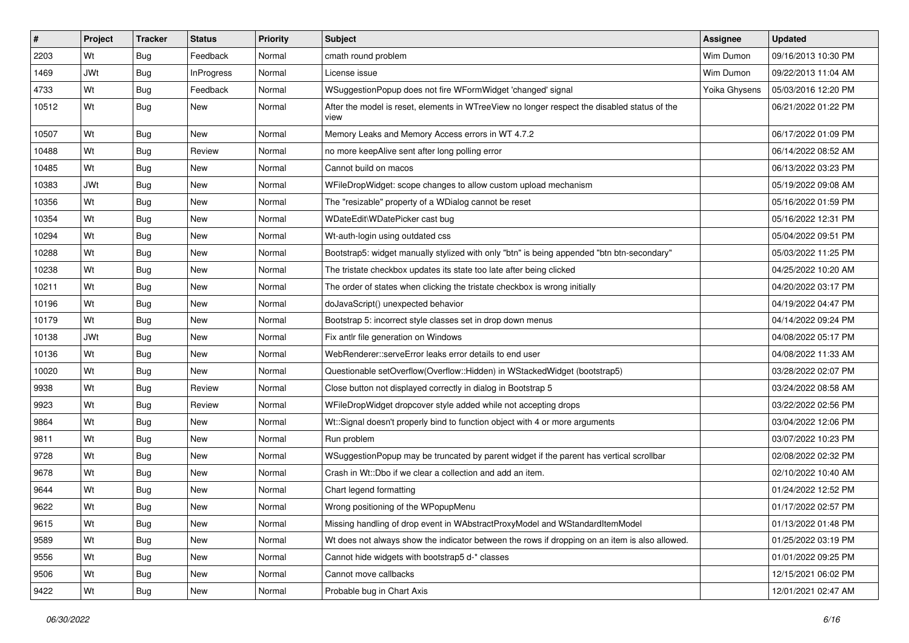| # | Project | Tracker | Status | Priority | Subject | Assignee | Updated |
|---|---|---|---|---|---|---|---|
| 2203 | Wt | Bug | Feedback | Normal | cmath round problem | Wim Dumon | 09/16/2013 10:30 PM |
| 1469 | JWt | Bug | InProgress | Normal | License issue | Wim Dumon | 09/22/2013 11:04 AM |
| 4733 | Wt | Bug | Feedback | Normal | WSuggestionPopup does not fire WFormWidget 'changed' signal | Yoika Ghysens | 05/03/2016 12:20 PM |
| 10512 | Wt | Bug | New | Normal | After the model is reset, elements in WTreeView no longer respect the disabled status of the view | | 06/21/2022 01:22 PM |
| 10507 | Wt | Bug | New | Normal | Memory Leaks and Memory Access errors in WT 4.7.2 | | 06/17/2022 01:09 PM |
| 10488 | Wt | Bug | Review | Normal | no more keepAlive sent after long polling error | | 06/14/2022 08:52 AM |
| 10485 | Wt | Bug | New | Normal | Cannot build on macos | | 06/13/2022 03:23 PM |
| 10383 | JWt | Bug | New | Normal | WFileDropWidget: scope changes to allow custom upload mechanism | | 05/19/2022 09:08 AM |
| 10356 | Wt | Bug | New | Normal | The "resizable" property of a WDialog cannot be reset | | 05/16/2022 01:59 PM |
| 10354 | Wt | Bug | New | Normal | WDateEdit\WDatePicker cast bug | | 05/16/2022 12:31 PM |
| 10294 | Wt | Bug | New | Normal | Wt-auth-login using outdated css | | 05/04/2022 09:51 PM |
| 10288 | Wt | Bug | New | Normal | Bootstrap5: widget manually stylized with only "btn" is being appended "btn btn-secondary" | | 05/03/2022 11:25 PM |
| 10238 | Wt | Bug | New | Normal | The tristate checkbox updates its state too late after being clicked | | 04/25/2022 10:20 AM |
| 10211 | Wt | Bug | New | Normal | The order of states when clicking the tristate checkbox is wrong initially | | 04/20/2022 03:17 PM |
| 10196 | Wt | Bug | New | Normal | doJavaScript() unexpected behavior | | 04/19/2022 04:47 PM |
| 10179 | Wt | Bug | New | Normal | Bootstrap 5: incorrect style classes set in drop down menus | | 04/14/2022 09:24 PM |
| 10138 | JWt | Bug | New | Normal | Fix antlr file generation on Windows | | 04/08/2022 05:17 PM |
| 10136 | Wt | Bug | New | Normal | WebRenderer::serveError leaks error details to end user | | 04/08/2022 11:33 AM |
| 10020 | Wt | Bug | New | Normal | Questionable setOverflow(Overflow::Hidden) in WStackedWidget (bootstrap5) | | 03/28/2022 02:07 PM |
| 9938 | Wt | Bug | Review | Normal | Close button not displayed correctly in dialog in Bootstrap 5 | | 03/24/2022 08:58 AM |
| 9923 | Wt | Bug | Review | Normal | WFileDropWidget dropcover style added while not accepting drops | | 03/22/2022 02:56 PM |
| 9864 | Wt | Bug | New | Normal | Wt::Signal doesn't properly bind to function object with 4 or more arguments | | 03/04/2022 12:06 PM |
| 9811 | Wt | Bug | New | Normal | Run problem | | 03/07/2022 10:23 PM |
| 9728 | Wt | Bug | New | Normal | WSuggestionPopup may be truncated by parent widget if the parent has vertical scrollbar | | 02/08/2022 02:32 PM |
| 9678 | Wt | Bug | New | Normal | Crash in Wt::Dbo if we clear a collection and add an item. | | 02/10/2022 10:40 AM |
| 9644 | Wt | Bug | New | Normal | Chart legend formatting | | 01/24/2022 12:52 PM |
| 9622 | Wt | Bug | New | Normal | Wrong positioning of the WPopupMenu | | 01/17/2022 02:57 PM |
| 9615 | Wt | Bug | New | Normal | Missing handling of drop event in WAbstractProxyModel and WStandardItemModel | | 01/13/2022 01:48 PM |
| 9589 | Wt | Bug | New | Normal | Wt does not always show the indicator between the rows if dropping on an item is also allowed. | | 01/25/2022 03:19 PM |
| 9556 | Wt | Bug | New | Normal | Cannot hide widgets with bootstrap5 d-* classes | | 01/01/2022 09:25 PM |
| 9506 | Wt | Bug | New | Normal | Cannot move callbacks | | 12/15/2021 06:02 PM |
| 9422 | Wt | Bug | New | Normal | Probable bug in Chart Axis | | 12/01/2021 02:47 AM |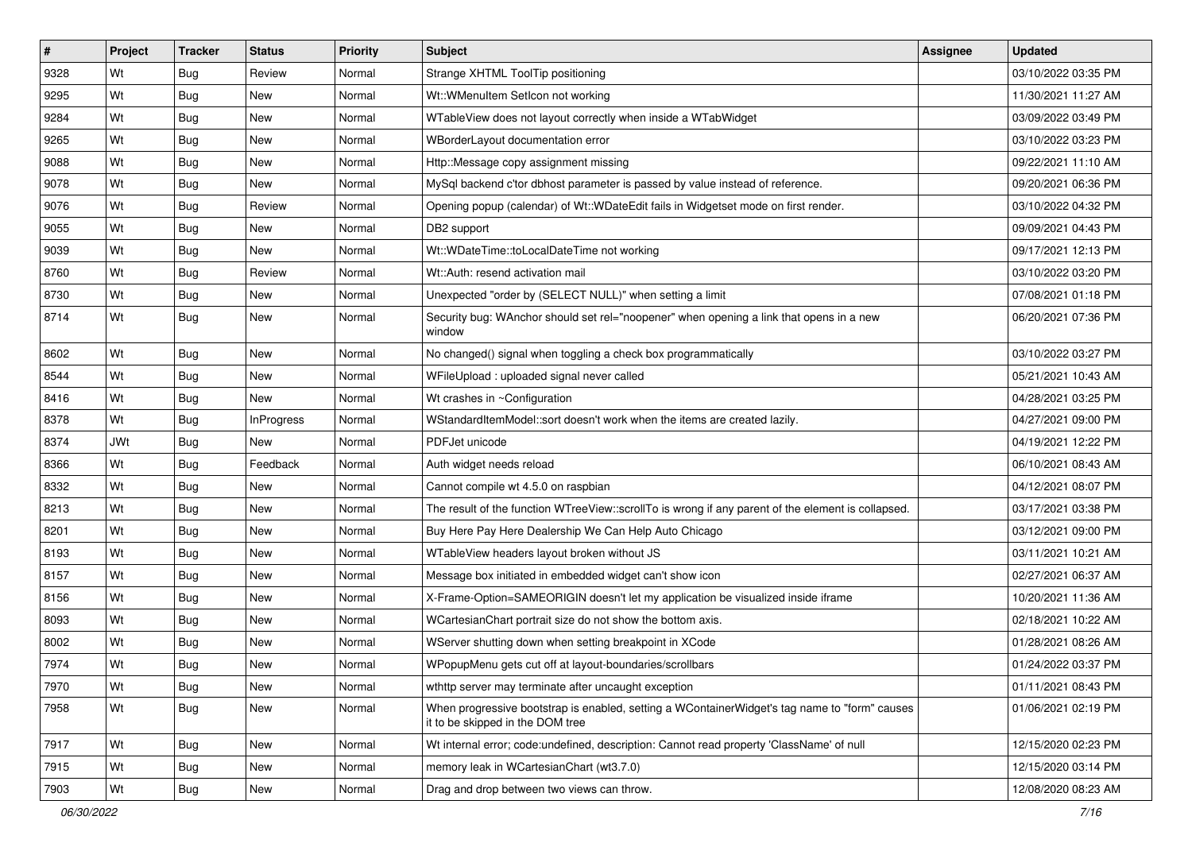| # | Project | Tracker | Status | Priority | Subject | Assignee | Updated |
|---|---|---|---|---|---|---|---|
| 9328 | Wt | Bug | Review | Normal | Strange XHTML ToolTip positioning | | 03/10/2022 03:35 PM |
| 9295 | Wt | Bug | New | Normal | Wt::WMenuItem SetIcon not working | | 11/30/2021 11:27 AM |
| 9284 | Wt | Bug | New | Normal | WTableView does not layout correctly when inside a WTabWidget | | 03/09/2022 03:49 PM |
| 9265 | Wt | Bug | New | Normal | WBorderLayout documentation error | | 03/10/2022 03:23 PM |
| 9088 | Wt | Bug | New | Normal | Http::Message copy assignment missing | | 09/22/2021 11:10 AM |
| 9078 | Wt | Bug | New | Normal | MySql backend c'tor dbhost parameter is passed by value instead of reference. | | 09/20/2021 06:36 PM |
| 9076 | Wt | Bug | Review | Normal | Opening popup (calendar) of Wt::WDateEdit fails in Widgetset mode on first render. | | 03/10/2022 04:32 PM |
| 9055 | Wt | Bug | New | Normal | DB2 support | | 09/09/2021 04:43 PM |
| 9039 | Wt | Bug | New | Normal | Wt::WDateTime::toLocalDateTime not working | | 09/17/2021 12:13 PM |
| 8760 | Wt | Bug | Review | Normal | Wt::Auth: resend activation mail | | 03/10/2022 03:20 PM |
| 8730 | Wt | Bug | New | Normal | Unexpected "order by (SELECT NULL)" when setting a limit | | 07/08/2021 01:18 PM |
| 8714 | Wt | Bug | New | Normal | Security bug: WAnchor should set rel="noopener" when opening a link that opens in a new window | | 06/20/2021 07:36 PM |
| 8602 | Wt | Bug | New | Normal | No changed() signal when toggling a check box programmatically | | 03/10/2022 03:27 PM |
| 8544 | Wt | Bug | New | Normal | WFileUpload : uploaded signal never called | | 05/21/2021 10:43 AM |
| 8416 | Wt | Bug | New | Normal | Wt crashes in ~Configuration | | 04/28/2021 03:25 PM |
| 8378 | Wt | Bug | InProgress | Normal | WStandardItemModel::sort doesn't work when the items are created lazily. | | 04/27/2021 09:00 PM |
| 8374 | JWt | Bug | New | Normal | PDFJet unicode | | 04/19/2021 12:22 PM |
| 8366 | Wt | Bug | Feedback | Normal | Auth widget needs reload | | 06/10/2021 08:43 AM |
| 8332 | Wt | Bug | New | Normal | Cannot compile wt 4.5.0 on raspbian | | 04/12/2021 08:07 PM |
| 8213 | Wt | Bug | New | Normal | The result of the function WTreeView::scrollTo is wrong if any parent of the element is collapsed. | | 03/17/2021 03:38 PM |
| 8201 | Wt | Bug | New | Normal | Buy Here Pay Here Dealership We Can Help Auto Chicago | | 03/12/2021 09:00 PM |
| 8193 | Wt | Bug | New | Normal | WTableView headers layout broken without JS | | 03/11/2021 10:21 AM |
| 8157 | Wt | Bug | New | Normal | Message box initiated in embedded widget can't show icon | | 02/27/2021 06:37 AM |
| 8156 | Wt | Bug | New | Normal | X-Frame-Option=SAMEORIGIN doesn't let my application be visualized inside iframe | | 10/20/2021 11:36 AM |
| 8093 | Wt | Bug | New | Normal | WCartesianChart portrait size do not show the bottom axis. | | 02/18/2021 10:22 AM |
| 8002 | Wt | Bug | New | Normal | WServer shutting down when setting breakpoint in XCode | | 01/28/2021 08:26 AM |
| 7974 | Wt | Bug | New | Normal | WPopupMenu gets cut off at layout-boundaries/scrollbars | | 01/24/2022 03:37 PM |
| 7970 | Wt | Bug | New | Normal | wthttp server may terminate after uncaught exception | | 01/11/2021 08:43 PM |
| 7958 | Wt | Bug | New | Normal | When progressive bootstrap is enabled, setting a WContainerWidget's tag name to "form" causes it to be skipped in the DOM tree | | 01/06/2021 02:19 PM |
| 7917 | Wt | Bug | New | Normal | Wt internal error; code:undefined, description: Cannot read property 'ClassName' of null | | 12/15/2020 02:23 PM |
| 7915 | Wt | Bug | New | Normal | memory leak in WCartesianChart (wt3.7.0) | | 12/15/2020 03:14 PM |
| 7903 | Wt | Bug | New | Normal | Drag and drop between two views can throw. | | 12/08/2020 08:23 AM |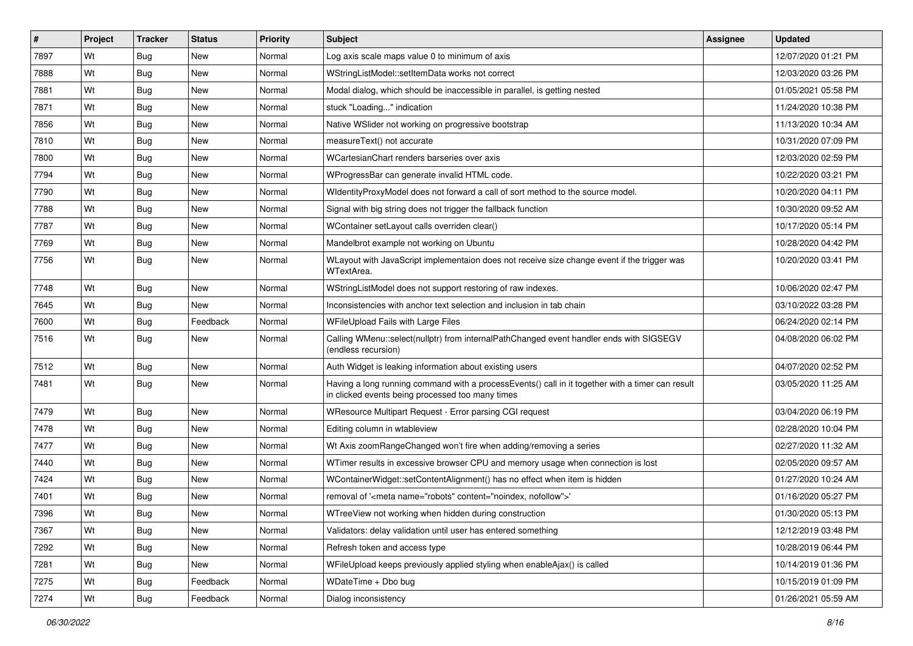| # | Project | Tracker | Status | Priority | Subject | Assignee | Updated |
|---|---|---|---|---|---|---|---|
| 7897 | Wt | Bug | New | Normal | Log axis scale maps value 0 to minimum of axis | | 12/07/2020 01:21 PM |
| 7888 | Wt | Bug | New | Normal | WStringListModel::setItemData works not correct | | 12/03/2020 03:26 PM |
| 7881 | Wt | Bug | New | Normal | Modal dialog, which should be inaccessible in parallel, is getting nested | | 01/05/2021 05:58 PM |
| 7871 | Wt | Bug | New | Normal | stuck "Loading..." indication | | 11/24/2020 10:38 PM |
| 7856 | Wt | Bug | New | Normal | Native WSlider not working on progressive bootstrap | | 11/13/2020 10:34 AM |
| 7810 | Wt | Bug | New | Normal | measureText() not accurate | | 10/31/2020 07:09 PM |
| 7800 | Wt | Bug | New | Normal | WCartesianChart renders barseries over axis | | 12/03/2020 02:59 PM |
| 7794 | Wt | Bug | New | Normal | WProgressBar can generate invalid HTML code. | | 10/22/2020 03:21 PM |
| 7790 | Wt | Bug | New | Normal | WIdentityProxyModel does not forward a call of sort method to the source model. | | 10/20/2020 04:11 PM |
| 7788 | Wt | Bug | New | Normal | Signal with big string does not trigger the fallback function | | 10/30/2020 09:52 AM |
| 7787 | Wt | Bug | New | Normal | WContainer setLayout calls overriden clear() | | 10/17/2020 05:14 PM |
| 7769 | Wt | Bug | New | Normal | Mandelbrot example not working on Ubuntu | | 10/28/2020 04:42 PM |
| 7756 | Wt | Bug | New | Normal | WLayout with JavaScript implementaion does not receive size change event if the trigger was WTextArea. | | 10/20/2020 03:41 PM |
| 7748 | Wt | Bug | New | Normal | WStringListModel does not support restoring of raw indexes. | | 10/06/2020 02:47 PM |
| 7645 | Wt | Bug | New | Normal | Inconsistencies with anchor text selection and inclusion in tab chain | | 03/10/2022 03:28 PM |
| 7600 | Wt | Bug | Feedback | Normal | WFileUpload Fails with Large Files | | 06/24/2020 02:14 PM |
| 7516 | Wt | Bug | New | Normal | Calling WMenu::select(nullptr) from internalPathChanged event handler ends with SIGSEGV (endless recursion) | | 04/08/2020 06:02 PM |
| 7512 | Wt | Bug | New | Normal | Auth Widget is leaking information about existing users | | 04/07/2020 02:52 PM |
| 7481 | Wt | Bug | New | Normal | Having a long running command with a processEvents() call in it together with a timer can result in clicked events being processed too many times | | 03/05/2020 11:25 AM |
| 7479 | Wt | Bug | New | Normal | WResource Multipart Request - Error parsing CGI request | | 03/04/2020 06:19 PM |
| 7478 | Wt | Bug | New | Normal | Editing column in wtableview | | 02/28/2020 10:04 PM |
| 7477 | Wt | Bug | New | Normal | Wt Axis zoomRangeChanged won't fire when adding/removing a series | | 02/27/2020 11:32 AM |
| 7440 | Wt | Bug | New | Normal | WTimer results in excessive browser CPU and memory usage when connection is lost | | 02/05/2020 09:57 AM |
| 7424 | Wt | Bug | New | Normal | WContainerWidget::setContentAlignment() has no effect when item is hidden | | 01/27/2020 10:24 AM |
| 7401 | Wt | Bug | New | Normal | removal of '<meta name="robots" content="noindex, nofollow">' | | 01/16/2020 05:27 PM |
| 7396 | Wt | Bug | New | Normal | WTreeView not working when hidden during construction | | 01/30/2020 05:13 PM |
| 7367 | Wt | Bug | New | Normal | Validators: delay validation until user has entered something | | 12/12/2019 03:48 PM |
| 7292 | Wt | Bug | New | Normal | Refresh token and access type | | 10/28/2019 06:44 PM |
| 7281 | Wt | Bug | New | Normal | WFileUpload keeps previously applied styling when enableAjax() is called | | 10/14/2019 01:36 PM |
| 7275 | Wt | Bug | Feedback | Normal | WDateTime + Dbo bug | | 10/15/2019 01:09 PM |
| 7274 | Wt | Bug | Feedback | Normal | Dialog inconsistency | | 01/26/2021 05:59 AM |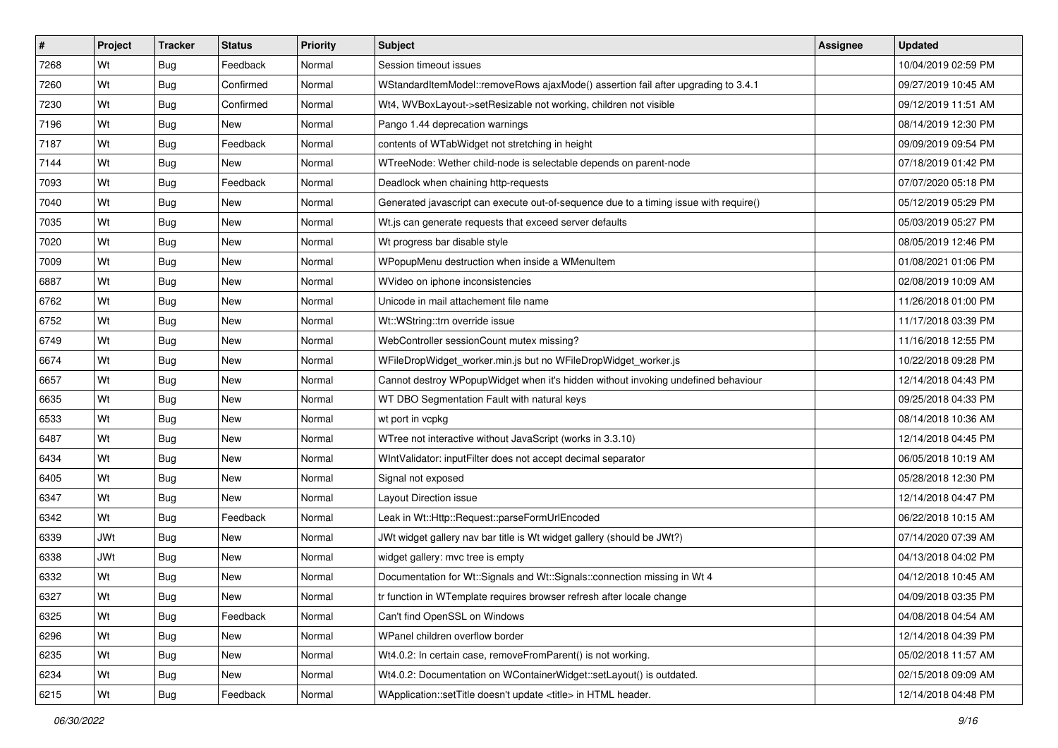| # | Project | Tracker | Status | Priority | Subject | Assignee | Updated |
|---|---|---|---|---|---|---|---|
| 7268 | Wt | Bug | Feedback | Normal | Session timeout issues | | 10/04/2019 02:59 PM |
| 7260 | Wt | Bug | Confirmed | Normal | WStandardItemModel::removeRows ajaxMode() assertion fail after upgrading to 3.4.1 | | 09/27/2019 10:45 AM |
| 7230 | Wt | Bug | Confirmed | Normal | Wt4, WVBoxLayout->setResizable not working, children not visible | | 09/12/2019 11:51 AM |
| 7196 | Wt | Bug | New | Normal | Pango 1.44 deprecation warnings | | 08/14/2019 12:30 PM |
| 7187 | Wt | Bug | Feedback | Normal | contents of WTabWidget not stretching in height | | 09/09/2019 09:54 PM |
| 7144 | Wt | Bug | New | Normal | WTreeNode: Wether child-node is selectable depends on parent-node | | 07/18/2019 01:42 PM |
| 7093 | Wt | Bug | Feedback | Normal | Deadlock when chaining http-requests | | 07/07/2020 05:18 PM |
| 7040 | Wt | Bug | New | Normal | Generated javascript can execute out-of-sequence due to a timing issue with require() | | 05/12/2019 05:29 PM |
| 7035 | Wt | Bug | New | Normal | Wt.js can generate requests that exceed server defaults | | 05/03/2019 05:27 PM |
| 7020 | Wt | Bug | New | Normal | Wt progress bar disable style | | 08/05/2019 12:46 PM |
| 7009 | Wt | Bug | New | Normal | WPopupMenu destruction when inside a WMenuItem | | 01/08/2021 01:06 PM |
| 6887 | Wt | Bug | New | Normal | WVideo on iphone inconsistencies | | 02/08/2019 10:09 AM |
| 6762 | Wt | Bug | New | Normal | Unicode in mail attachement file name | | 11/26/2018 01:00 PM |
| 6752 | Wt | Bug | New | Normal | Wt::WString::trn override issue | | 11/17/2018 03:39 PM |
| 6749 | Wt | Bug | New | Normal | WebController sessionCount mutex missing? | | 11/16/2018 12:55 PM |
| 6674 | Wt | Bug | New | Normal | WFileDropWidget_worker.min.js but no WFileDropWidget_worker.js | | 10/22/2018 09:28 PM |
| 6657 | Wt | Bug | New | Normal | Cannot destroy WPopupWidget when it's hidden without invoking undefined behaviour | | 12/14/2018 04:43 PM |
| 6635 | Wt | Bug | New | Normal | WT DBO Segmentation Fault with natural keys | | 09/25/2018 04:33 PM |
| 6533 | Wt | Bug | New | Normal | wt port in vcpkg | | 08/14/2018 10:36 AM |
| 6487 | Wt | Bug | New | Normal | WTree not interactive without JavaScript (works in 3.3.10) | | 12/14/2018 04:45 PM |
| 6434 | Wt | Bug | New | Normal | WIntValidator: inputFilter does not accept decimal separator | | 06/05/2018 10:19 AM |
| 6405 | Wt | Bug | New | Normal | Signal not exposed | | 05/28/2018 12:30 PM |
| 6347 | Wt | Bug | New | Normal | Layout Direction issue | | 12/14/2018 04:47 PM |
| 6342 | Wt | Bug | Feedback | Normal | Leak in Wt::Http::Request::parseFormUrlEncoded | | 06/22/2018 10:15 AM |
| 6339 | JWt | Bug | New | Normal | JWt widget gallery nav bar title is Wt widget gallery (should be JWt?) | | 07/14/2020 07:39 AM |
| 6338 | JWt | Bug | New | Normal | widget gallery: mvc tree is empty | | 04/13/2018 04:02 PM |
| 6332 | Wt | Bug | New | Normal | Documentation for Wt::Signals and Wt::Signals::connection missing in Wt 4 | | 04/12/2018 10:45 AM |
| 6327 | Wt | Bug | New | Normal | tr function in WTemplate requires browser refresh after locale change | | 04/09/2018 03:35 PM |
| 6325 | Wt | Bug | Feedback | Normal | Can't find OpenSSL on Windows | | 04/08/2018 04:54 AM |
| 6296 | Wt | Bug | New | Normal | WPanel children overflow border | | 12/14/2018 04:39 PM |
| 6235 | Wt | Bug | New | Normal | Wt4.0.2: In certain case, removeFromParent() is not working. | | 05/02/2018 11:57 AM |
| 6234 | Wt | Bug | New | Normal | Wt4.0.2: Documentation on WContainerWidget::setLayout() is outdated. | | 02/15/2018 09:09 AM |
| 6215 | Wt | Bug | Feedback | Normal | WApplication::setTitle doesn't update <title> in HTML header. | | 12/14/2018 04:48 PM |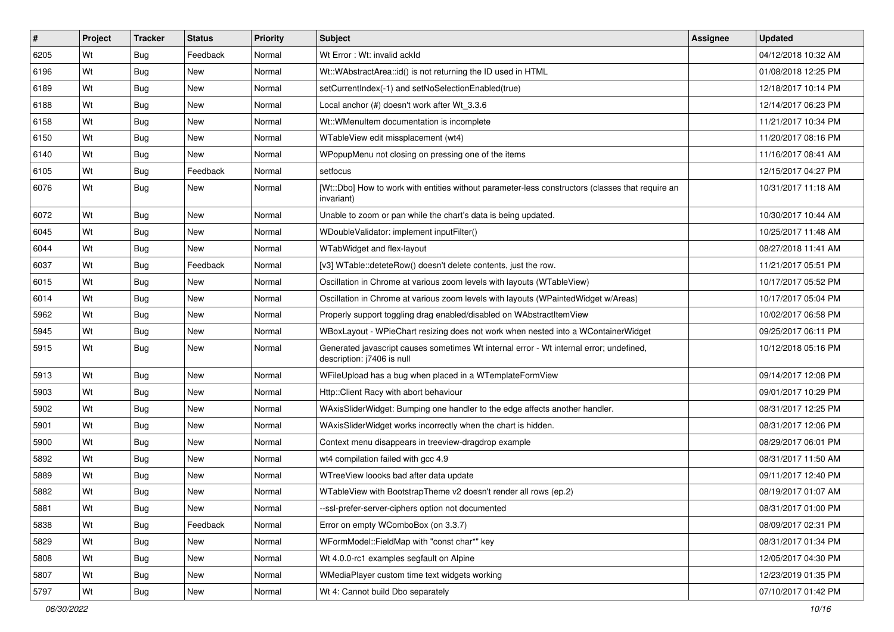| # | Project | Tracker | Status | Priority | Subject | Assignee | Updated |
|---|---|---|---|---|---|---|---|
| 6205 | Wt | Bug | Feedback | Normal | Wt Error : Wt: invalid ackId | | 04/12/2018 10:32 AM |
| 6196 | Wt | Bug | New | Normal | Wt::WAbstractArea::id() is not returning the ID used in HTML | | 01/08/2018 12:25 PM |
| 6189 | Wt | Bug | New | Normal | setCurrentIndex(-1) and setNoSelectionEnabled(true) | | 12/18/2017 10:14 PM |
| 6188 | Wt | Bug | New | Normal | Local anchor (#) doesn't work after Wt_3.3.6 | | 12/14/2017 06:23 PM |
| 6158 | Wt | Bug | New | Normal | Wt::WMenuItem documentation is incomplete | | 11/21/2017 10:34 PM |
| 6150 | Wt | Bug | New | Normal | WTableView edit missplacement (wt4) | | 11/20/2017 08:16 PM |
| 6140 | Wt | Bug | New | Normal | WPopupMenu not closing on pressing one of the items | | 11/16/2017 08:41 AM |
| 6105 | Wt | Bug | Feedback | Normal | setfocus | | 12/15/2017 04:27 PM |
| 6076 | Wt | Bug | New | Normal | [Wt::Dbo] How to work with entities without parameter-less constructors (classes that require an invariant) | | 10/31/2017 11:18 AM |
| 6072 | Wt | Bug | New | Normal | Unable to zoom or pan while the chart's data is being updated. | | 10/30/2017 10:44 AM |
| 6045 | Wt | Bug | New | Normal | WDoubleValidator: implement inputFilter() | | 10/25/2017 11:48 AM |
| 6044 | Wt | Bug | New | Normal | WTabWidget and flex-layout | | 08/27/2018 11:41 AM |
| 6037 | Wt | Bug | Feedback | Normal | [v3] WTable::deteteRow() doesn't delete contents, just the row. | | 11/21/2017 05:51 PM |
| 6015 | Wt | Bug | New | Normal | Oscillation in Chrome at various zoom levels with layouts (WTableView) | | 10/17/2017 05:52 PM |
| 6014 | Wt | Bug | New | Normal | Oscillation in Chrome at various zoom levels with layouts (WPaintedWidget w/Areas) | | 10/17/2017 05:04 PM |
| 5962 | Wt | Bug | New | Normal | Properly support toggling drag enabled/disabled on WAbstractItemView | | 10/02/2017 06:58 PM |
| 5945 | Wt | Bug | New | Normal | WBoxLayout - WPieChart resizing does not work when nested into a WContainerWidget | | 09/25/2017 06:11 PM |
| 5915 | Wt | Bug | New | Normal | Generated javascript causes sometimes Wt internal error - Wt internal error; undefined, description: j7406 is null | | 10/12/2018 05:16 PM |
| 5913 | Wt | Bug | New | Normal | WFileUpload has a bug when placed in a WTemplateFormView | | 09/14/2017 12:08 PM |
| 5903 | Wt | Bug | New | Normal | Http::Client Racy with abort behaviour | | 09/01/2017 10:29 PM |
| 5902 | Wt | Bug | New | Normal | WAxisSliderWidget: Bumping one handler to the edge affects another handler. | | 08/31/2017 12:25 PM |
| 5901 | Wt | Bug | New | Normal | WAxisSliderWidget works incorrectly when the chart is hidden. | | 08/31/2017 12:06 PM |
| 5900 | Wt | Bug | New | Normal | Context menu disappears in treeview-dragdrop example | | 08/29/2017 06:01 PM |
| 5892 | Wt | Bug | New | Normal | wt4 compilation failed with gcc 4.9 | | 08/31/2017 11:50 AM |
| 5889 | Wt | Bug | New | Normal | WTreeView loooks bad after data update | | 09/11/2017 12:40 PM |
| 5882 | Wt | Bug | New | Normal | WTableView with BootstrapTheme v2 doesn't render all rows (ep.2) | | 08/19/2017 01:07 AM |
| 5881 | Wt | Bug | New | Normal | --ssl-prefer-server-ciphers option not documented | | 08/31/2017 01:00 PM |
| 5838 | Wt | Bug | Feedback | Normal | Error on empty WComboBox (on 3.3.7) | | 08/09/2017 02:31 PM |
| 5829 | Wt | Bug | New | Normal | WFormModel::FieldMap with "const char*" key | | 08/31/2017 01:34 PM |
| 5808 | Wt | Bug | New | Normal | Wt 4.0.0-rc1 examples segfault on Alpine | | 12/05/2017 04:30 PM |
| 5807 | Wt | Bug | New | Normal | WMediaPlayer custom time text widgets working | | 12/23/2019 01:35 PM |
| 5797 | Wt | Bug | New | Normal | Wt 4: Cannot build Dbo separately | | 07/10/2017 01:42 PM |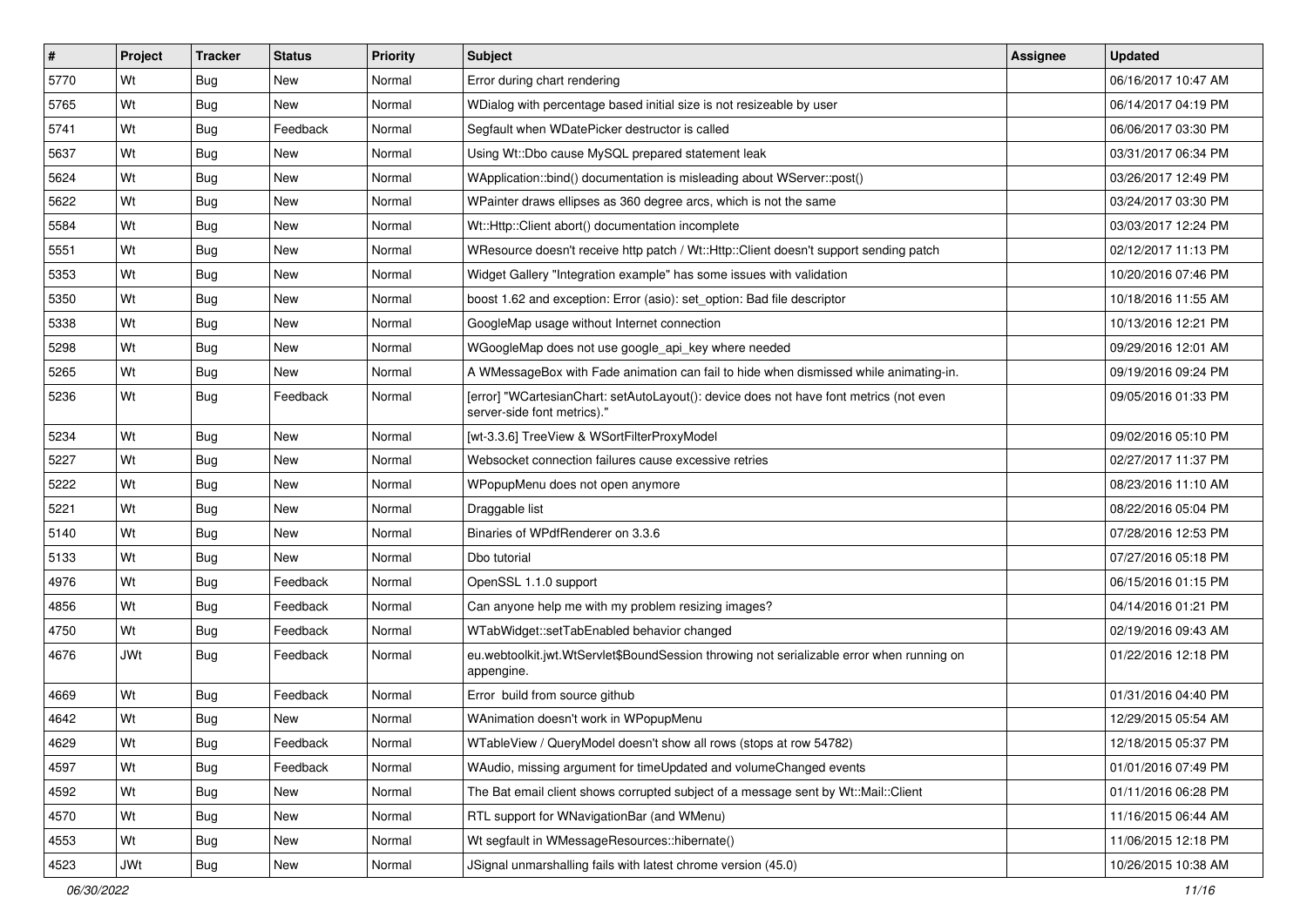| # | Project | Tracker | Status | Priority | Subject | Assignee | Updated |
|---|---|---|---|---|---|---|---|
| 5770 | Wt | Bug | New | Normal | Error during chart rendering | | 06/16/2017 10:47 AM |
| 5765 | Wt | Bug | New | Normal | WDialog with percentage based initial size is not resizeable by user | | 06/14/2017 04:19 PM |
| 5741 | Wt | Bug | Feedback | Normal | Segfault when WDatePicker destructor is called | | 06/06/2017 03:30 PM |
| 5637 | Wt | Bug | New | Normal | Using Wt::Dbo cause MySQL prepared statement leak | | 03/31/2017 06:34 PM |
| 5624 | Wt | Bug | New | Normal | WApplication::bind() documentation is misleading about WServer::post() | | 03/26/2017 12:49 PM |
| 5622 | Wt | Bug | New | Normal | WPainter draws ellipses as 360 degree arcs, which is not the same | | 03/24/2017 03:30 PM |
| 5584 | Wt | Bug | New | Normal | Wt::Http::Client abort() documentation incomplete | | 03/03/2017 12:24 PM |
| 5551 | Wt | Bug | New | Normal | WResource doesn't receive http patch / Wt::Http::Client doesn't support sending patch | | 02/12/2017 11:13 PM |
| 5353 | Wt | Bug | New | Normal | Widget Gallery "Integration example" has some issues with validation | | 10/20/2016 07:46 PM |
| 5350 | Wt | Bug | New | Normal | boost 1.62 and exception: Error (asio): set_option: Bad file descriptor | | 10/18/2016 11:55 AM |
| 5338 | Wt | Bug | New | Normal | GoogleMap usage without Internet connection | | 10/13/2016 12:21 PM |
| 5298 | Wt | Bug | New | Normal | WGoogleMap does not use google_api_key where needed | | 09/29/2016 12:01 AM |
| 5265 | Wt | Bug | New | Normal | A WMessageBox with Fade animation can fail to hide when dismissed while animating-in. | | 09/19/2016 09:24 PM |
| 5236 | Wt | Bug | Feedback | Normal | [error] "WCartesianChart: setAutoLayout(): device does not have font metrics (not even server-side font metrics)." | | 09/05/2016 01:33 PM |
| 5234 | Wt | Bug | New | Normal | [wt-3.3.6] TreeView & WSortFilterProxyModel | | 09/02/2016 05:10 PM |
| 5227 | Wt | Bug | New | Normal | Websocket connection failures cause excessive retries | | 02/27/2017 11:37 PM |
| 5222 | Wt | Bug | New | Normal | WPopupMenu does not open anymore | | 08/23/2016 11:10 AM |
| 5221 | Wt | Bug | New | Normal | Draggable list | | 08/22/2016 05:04 PM |
| 5140 | Wt | Bug | New | Normal | Binaries of WPdfRenderer on 3.3.6 | | 07/28/2016 12:53 PM |
| 5133 | Wt | Bug | New | Normal | Dbo tutorial | | 07/27/2016 05:18 PM |
| 4976 | Wt | Bug | Feedback | Normal | OpenSSL 1.1.0 support | | 06/15/2016 01:15 PM |
| 4856 | Wt | Bug | Feedback | Normal | Can anyone help me with my problem resizing images? | | 04/14/2016 01:21 PM |
| 4750 | Wt | Bug | Feedback | Normal | WTabWidget::setTabEnabled behavior changed | | 02/19/2016 09:43 AM |
| 4676 | JWt | Bug | Feedback | Normal | eu.webtoolkit.jwt.WtServlet$BoundSession throwing not serializable error when running on appengine. | | 01/22/2016 12:18 PM |
| 4669 | Wt | Bug | Feedback | Normal | Error build from source github | | 01/31/2016 04:40 PM |
| 4642 | Wt | Bug | New | Normal | WAnimation doesn't work in WPopupMenu | | 12/29/2015 05:54 AM |
| 4629 | Wt | Bug | Feedback | Normal | WTableView / QueryModel doesn't show all rows (stops at row 54782) | | 12/18/2015 05:37 PM |
| 4597 | Wt | Bug | Feedback | Normal | WAudio, missing argument for timeUpdated and volumeChanged events | | 01/01/2016 07:49 PM |
| 4592 | Wt | Bug | New | Normal | The Bat email client shows corrupted subject of a message sent by Wt::Mail::Client | | 01/11/2016 06:28 PM |
| 4570 | Wt | Bug | New | Normal | RTL support for WNavigationBar (and WMenu) | | 11/16/2015 06:44 AM |
| 4553 | Wt | Bug | New | Normal | Wt segfault in WMessageResources::hibernate() | | 11/06/2015 12:18 PM |
| 4523 | JWt | Bug | New | Normal | JSignal unmarshalling fails with latest chrome version (45.0) | | 10/26/2015 10:38 AM |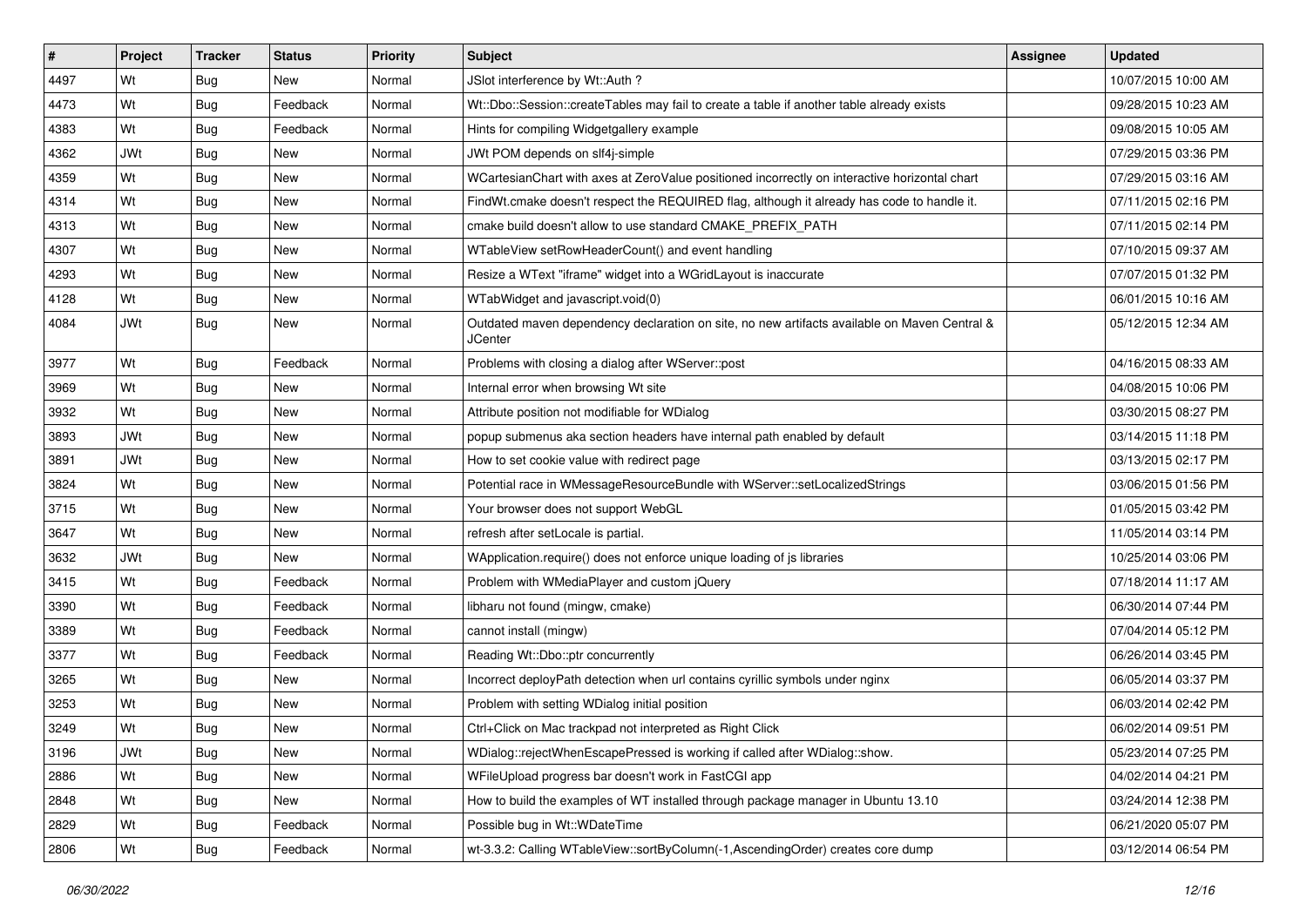| # | Project | Tracker | Status | Priority | Subject | Assignee | Updated |
|---|---|---|---|---|---|---|---|
| 4497 | Wt | Bug | New | Normal | JSlot interference by Wt::Auth ? | | 10/07/2015 10:00 AM |
| 4473 | Wt | Bug | Feedback | Normal | Wt::Dbo::Session::createTables may fail to create a table if another table already exists | | 09/28/2015 10:23 AM |
| 4383 | Wt | Bug | Feedback | Normal | Hints for compiling Widgetgallery example | | 09/08/2015 10:05 AM |
| 4362 | JWt | Bug | New | Normal | JWt POM depends on slf4j-simple | | 07/29/2015 03:36 PM |
| 4359 | Wt | Bug | New | Normal | WCartesianChart with axes at ZeroValue positioned incorrectly on interactive horizontal chart | | 07/29/2015 03:16 AM |
| 4314 | Wt | Bug | New | Normal | FindWt.cmake doesn't respect the REQUIRED flag, although it already has code to handle it. | | 07/11/2015 02:16 PM |
| 4313 | Wt | Bug | New | Normal | cmake build doesn't allow to use standard CMAKE_PREFIX_PATH | | 07/11/2015 02:14 PM |
| 4307 | Wt | Bug | New | Normal | WTableView setRowHeaderCount() and event handling | | 07/10/2015 09:37 AM |
| 4293 | Wt | Bug | New | Normal | Resize a WText "iframe" widget into a WGridLayout is inaccurate | | 07/07/2015 01:32 PM |
| 4128 | Wt | Bug | New | Normal | WTabWidget and javascript.void(0) | | 06/01/2015 10:16 AM |
| 4084 | JWt | Bug | New | Normal | Outdated maven dependency declaration on site, no new artifacts available on Maven Central & JCenter | | 05/12/2015 12:34 AM |
| 3977 | Wt | Bug | Feedback | Normal | Problems with closing a dialog after WServer::post | | 04/16/2015 08:33 AM |
| 3969 | Wt | Bug | New | Normal | Internal error when browsing Wt site | | 04/08/2015 10:06 PM |
| 3932 | Wt | Bug | New | Normal | Attribute position not modifiable for WDialog | | 03/30/2015 08:27 PM |
| 3893 | JWt | Bug | New | Normal | popup submenus aka section headers have internal path enabled by default | | 03/14/2015 11:18 PM |
| 3891 | JWt | Bug | New | Normal | How to set cookie value with redirect page | | 03/13/2015 02:17 PM |
| 3824 | Wt | Bug | New | Normal | Potential race in WMessageResourceBundle with WServer::setLocalizedStrings | | 03/06/2015 01:56 PM |
| 3715 | Wt | Bug | New | Normal | Your browser does not support WebGL | | 01/05/2015 03:42 PM |
| 3647 | Wt | Bug | New | Normal | refresh after setLocale is partial. | | 11/05/2014 03:14 PM |
| 3632 | JWt | Bug | New | Normal | WApplication.require() does not enforce unique loading of js libraries | | 10/25/2014 03:06 PM |
| 3415 | Wt | Bug | Feedback | Normal | Problem with WMediaPlayer and custom jQuery | | 07/18/2014 11:17 AM |
| 3390 | Wt | Bug | Feedback | Normal | libharu not found (mingw, cmake) | | 06/30/2014 07:44 PM |
| 3389 | Wt | Bug | Feedback | Normal | cannot install (mingw) | | 07/04/2014 05:12 PM |
| 3377 | Wt | Bug | Feedback | Normal | Reading Wt::Dbo::ptr concurrently | | 06/26/2014 03:45 PM |
| 3265 | Wt | Bug | New | Normal | Incorrect deployPath detection when url contains cyrillic symbols under nginx | | 06/05/2014 03:37 PM |
| 3253 | Wt | Bug | New | Normal | Problem with setting WDialog initial position | | 06/03/2014 02:42 PM |
| 3249 | Wt | Bug | New | Normal | Ctrl+Click on Mac trackpad not interpreted as Right Click | | 06/02/2014 09:51 PM |
| 3196 | JWt | Bug | New | Normal | WDialog::rejectWhenEscapePressed is working if called after WDialog::show. | | 05/23/2014 07:25 PM |
| 2886 | Wt | Bug | New | Normal | WFileUpload progress bar doesn't work in FastCGI app | | 04/02/2014 04:21 PM |
| 2848 | Wt | Bug | New | Normal | How to build the examples of WT installed through package manager in Ubuntu 13.10 | | 03/24/2014 12:38 PM |
| 2829 | Wt | Bug | Feedback | Normal | Possible bug in Wt::WDateTime | | 06/21/2020 05:07 PM |
| 2806 | Wt | Bug | Feedback | Normal | wt-3.3.2: Calling WTableView::sortByColumn(-1,AscendingOrder) creates core dump | | 03/12/2014 06:54 PM |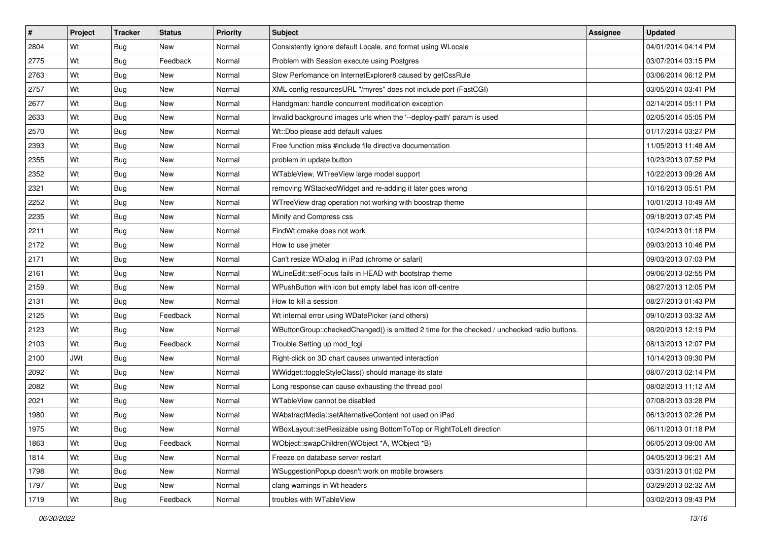| # | Project | Tracker | Status | Priority | Subject | Assignee | Updated |
|---|---|---|---|---|---|---|---|
| 2804 | Wt | Bug | New | Normal | Consistently ignore default Locale, and format using WLocale | | 04/01/2014 04:14 PM |
| 2775 | Wt | Bug | Feedback | Normal | Problem with Session execute using Postgres | | 03/07/2014 03:15 PM |
| 2763 | Wt | Bug | New | Normal | Slow Perfomance on InternetExplorer8 caused by getCssRule | | 03/06/2014 06:12 PM |
| 2757 | Wt | Bug | New | Normal | XML config resourcesURL "/myres" does not include port (FastCGI) | | 03/05/2014 03:41 PM |
| 2677 | Wt | Bug | New | Normal | Handgman: handle concurrent modification exception | | 02/14/2014 05:11 PM |
| 2633 | Wt | Bug | New | Normal | Invalid background images urls when the '--deploy-path' param is used | | 02/05/2014 05:05 PM |
| 2570 | Wt | Bug | New | Normal | Wt::Dbo please add default values | | 01/17/2014 03:27 PM |
| 2393 | Wt | Bug | New | Normal | Free function miss #include file directive documentation | | 11/05/2013 11:48 AM |
| 2355 | Wt | Bug | New | Normal | problem in update button | | 10/23/2013 07:52 PM |
| 2352 | Wt | Bug | New | Normal | WTableView, WTreeView large model support | | 10/22/2013 09:26 AM |
| 2321 | Wt | Bug | New | Normal | removing WStackedWidget and re-adding it later goes wrong | | 10/16/2013 05:51 PM |
| 2252 | Wt | Bug | New | Normal | WTreeView drag operation not working with boostrap theme | | 10/01/2013 10:49 AM |
| 2235 | Wt | Bug | New | Normal | Minify and Compress css | | 09/18/2013 07:45 PM |
| 2211 | Wt | Bug | New | Normal | FindWt.cmake does not work | | 10/24/2013 01:18 PM |
| 2172 | Wt | Bug | New | Normal | How to use jmeter | | 09/03/2013 10:46 PM |
| 2171 | Wt | Bug | New | Normal | Can't resize WDialog in iPad (chrome or safari) | | 09/03/2013 07:03 PM |
| 2161 | Wt | Bug | New | Normal | WLineEdit::setFocus fails in HEAD with bootstrap theme | | 09/06/2013 02:55 PM |
| 2159 | Wt | Bug | New | Normal | WPushButton with icon but empty label has icon off-centre | | 08/27/2013 12:05 PM |
| 2131 | Wt | Bug | New | Normal | How to kill a session | | 08/27/2013 01:43 PM |
| 2125 | Wt | Bug | Feedback | Normal | Wt internal error using WDatePicker (and others) | | 09/10/2013 03:32 AM |
| 2123 | Wt | Bug | New | Normal | WButtonGroup::checkedChanged() is emitted 2 time for the checked / unchecked radio buttons. | | 08/20/2013 12:19 PM |
| 2103 | Wt | Bug | Feedback | Normal | Trouble Setting up mod_fcgi | | 08/13/2013 12:07 PM |
| 2100 | JWt | Bug | New | Normal | Right-click on 3D chart causes unwanted interaction | | 10/14/2013 09:30 PM |
| 2092 | Wt | Bug | New | Normal | WWidget::toggleStyleClass() should manage its state | | 08/07/2013 02:14 PM |
| 2082 | Wt | Bug | New | Normal | Long response can cause exhausting the thread pool | | 08/02/2013 11:12 AM |
| 2021 | Wt | Bug | New | Normal | WTableView cannot be disabled | | 07/08/2013 03:28 PM |
| 1980 | Wt | Bug | New | Normal | WAbstractMedia::setAlternativeContent not used on iPad | | 06/13/2013 02:26 PM |
| 1975 | Wt | Bug | New | Normal | WBoxLayout::setResizable using BottomToTop or RightToLeft direction | | 06/11/2013 01:18 PM |
| 1863 | Wt | Bug | Feedback | Normal | WObject::swapChildren(WObject *A, WObject *B) | | 06/05/2013 09:00 AM |
| 1814 | Wt | Bug | New | Normal | Freeze on database server restart | | 04/05/2013 06:21 AM |
| 1798 | Wt | Bug | New | Normal | WSuggestionPopup doesn't work on mobile browsers | | 03/31/2013 01:02 PM |
| 1797 | Wt | Bug | New | Normal | clang warnings in Wt headers | | 03/29/2013 02:32 AM |
| 1719 | Wt | Bug | Feedback | Normal | troubles with WTableView | | 03/02/2013 09:43 PM |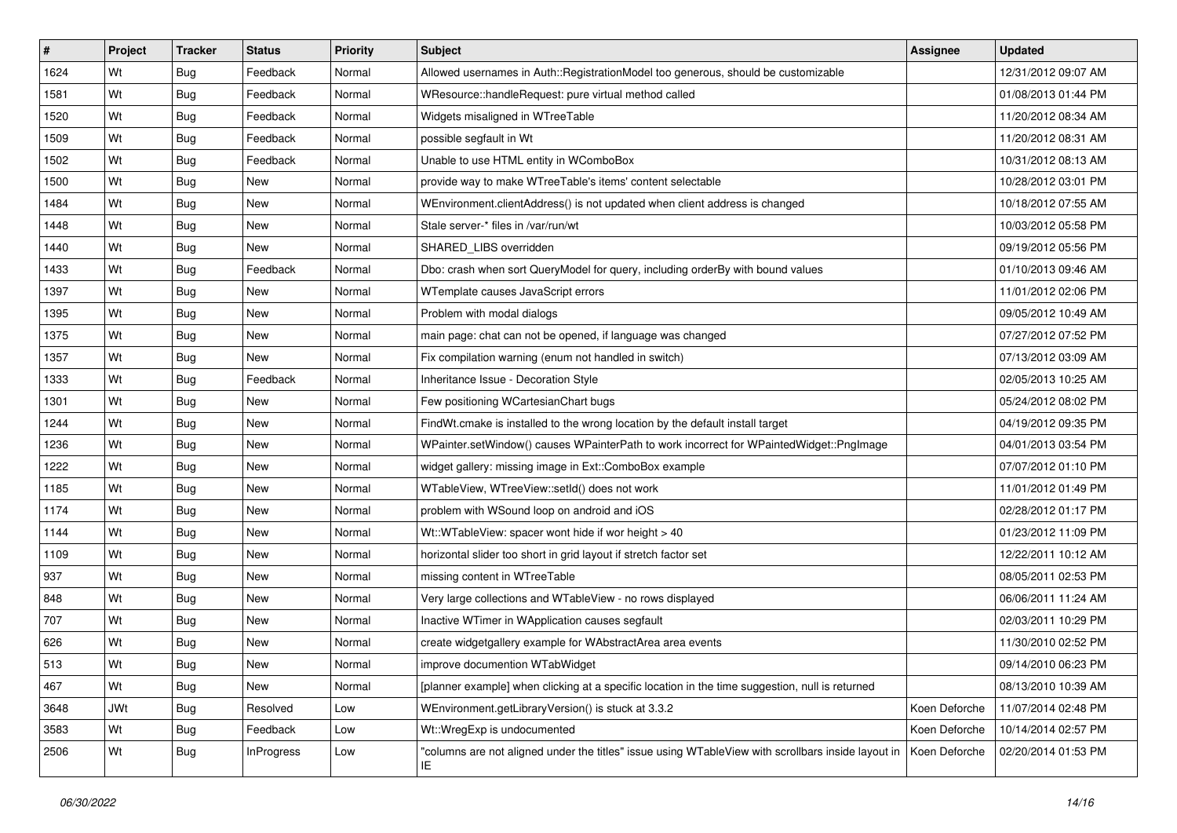| # | Project | Tracker | Status | Priority | Subject | Assignee | Updated |
|---|---|---|---|---|---|---|---|
| 1624 | Wt | Bug | Feedback | Normal | Allowed usernames in Auth::RegistrationModel too generous, should be customizable | | 12/31/2012 09:07 AM |
| 1581 | Wt | Bug | Feedback | Normal | WResource::handleRequest: pure virtual method called | | 01/08/2013 01:44 PM |
| 1520 | Wt | Bug | Feedback | Normal | Widgets misaligned in WTreeTable | | 11/20/2012 08:34 AM |
| 1509 | Wt | Bug | Feedback | Normal | possible segfault in Wt | | 11/20/2012 08:31 AM |
| 1502 | Wt | Bug | Feedback | Normal | Unable to use HTML entity in WComboBox | | 10/31/2012 08:13 AM |
| 1500 | Wt | Bug | New | Normal | provide way to make WTreeTable's items' content selectable | | 10/28/2012 03:01 PM |
| 1484 | Wt | Bug | New | Normal | WEnvironment.clientAddress() is not updated when client address is changed | | 10/18/2012 07:55 AM |
| 1448 | Wt | Bug | New | Normal | Stale server-* files in /var/run/wt | | 10/03/2012 05:58 PM |
| 1440 | Wt | Bug | New | Normal | SHARED_LIBS overridden | | 09/19/2012 05:56 PM |
| 1433 | Wt | Bug | Feedback | Normal | Dbo: crash when sort QueryModel for query, including orderBy with bound values | | 01/10/2013 09:46 AM |
| 1397 | Wt | Bug | New | Normal | WTemplate causes JavaScript errors | | 11/01/2012 02:06 PM |
| 1395 | Wt | Bug | New | Normal | Problem with modal dialogs | | 09/05/2012 10:49 AM |
| 1375 | Wt | Bug | New | Normal | main page: chat can not be opened, if language was changed | | 07/27/2012 07:52 PM |
| 1357 | Wt | Bug | New | Normal | Fix compilation warning (enum not handled in switch) | | 07/13/2012 03:09 AM |
| 1333 | Wt | Bug | Feedback | Normal | Inheritance Issue - Decoration Style | | 02/05/2013 10:25 AM |
| 1301 | Wt | Bug | New | Normal | Few positioning WCartesianChart bugs | | 05/24/2012 08:02 PM |
| 1244 | Wt | Bug | New | Normal | FindWt.cmake is installed to the wrong location by the default install target | | 04/19/2012 09:35 PM |
| 1236 | Wt | Bug | New | Normal | WPainter.setWindow() causes WPainterPath to work incorrect for WPaintedWidget::PngImage | | 04/01/2013 03:54 PM |
| 1222 | Wt | Bug | New | Normal | widget gallery: missing image in Ext::ComboBox example | | 07/07/2012 01:10 PM |
| 1185 | Wt | Bug | New | Normal | WTableView, WTreeView::setId() does not work | | 11/01/2012 01:49 PM |
| 1174 | Wt | Bug | New | Normal | problem with WSound loop on android and iOS | | 02/28/2012 01:17 PM |
| 1144 | Wt | Bug | New | Normal | Wt::WTableView: spacer wont hide if wor height > 40 | | 01/23/2012 11:09 PM |
| 1109 | Wt | Bug | New | Normal | horizontal slider too short in grid layout if stretch factor set | | 12/22/2011 10:12 AM |
| 937 | Wt | Bug | New | Normal | missing content in WTreeTable | | 08/05/2011 02:53 PM |
| 848 | Wt | Bug | New | Normal | Very large collections and WTableView - no rows displayed | | 06/06/2011 11:24 AM |
| 707 | Wt | Bug | New | Normal | Inactive WTimer in WApplication causes segfault | | 02/03/2011 10:29 PM |
| 626 | Wt | Bug | New | Normal | create widgetgallery example for WAbstractArea area events | | 11/30/2010 02:52 PM |
| 513 | Wt | Bug | New | Normal | improve documention WTabWidget | | 09/14/2010 06:23 PM |
| 467 | Wt | Bug | New | Normal | [planner example] when clicking at a specific location in the time suggestion, null is returned | | 08/13/2010 10:39 AM |
| 3648 | JWt | Bug | Resolved | Low | WEnvironment.getLibraryVersion() is stuck at 3.3.2 | Koen Deforche | 11/07/2014 02:48 PM |
| 3583 | Wt | Bug | Feedback | Low | Wt::WregExp is undocumented | Koen Deforche | 10/14/2014 02:57 PM |
| 2506 | Wt | Bug | InProgress | Low | "columns are not aligned under the titles" issue using WTableView with scrollbars inside layout in IE | Koen Deforche | 02/20/2014 01:53 PM |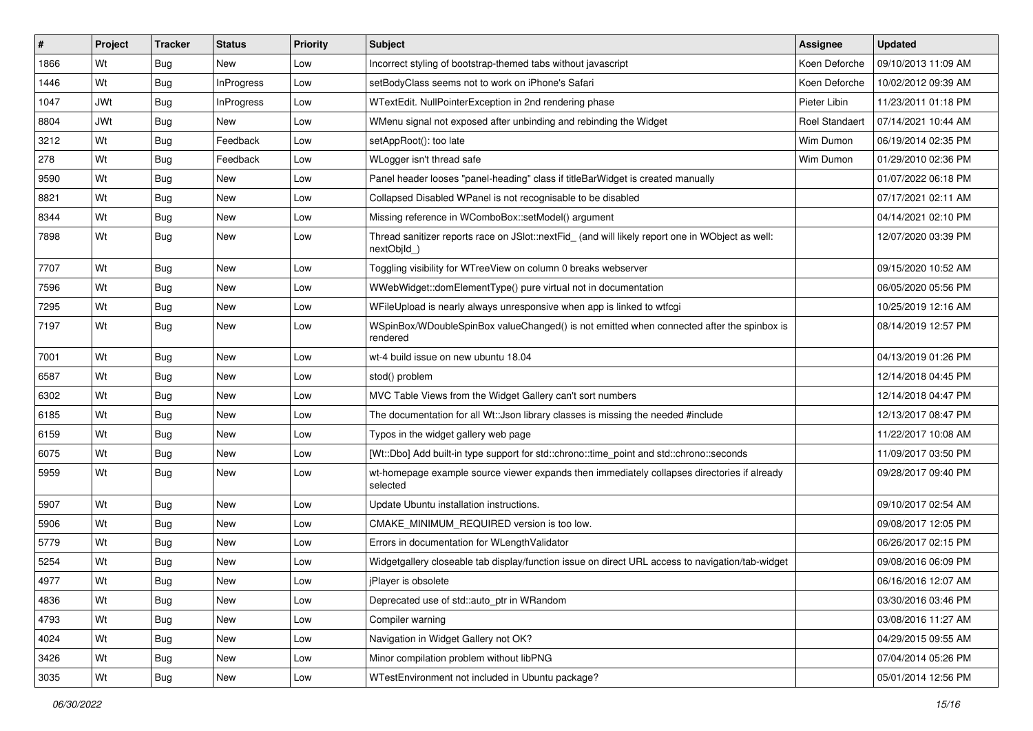| # | Project | Tracker | Status | Priority | Subject | Assignee | Updated |
|---|---|---|---|---|---|---|---|
| 1866 | Wt | Bug | New | Low | Incorrect styling of bootstrap-themed tabs without javascript | Koen Deforche | 09/10/2013 11:09 AM |
| 1446 | Wt | Bug | InProgress | Low | setBodyClass seems not to work on iPhone's Safari | Koen Deforche | 10/02/2012 09:39 AM |
| 1047 | JWt | Bug | InProgress | Low | WTextEdit. NullPointerException in 2nd rendering phase | Pieter Libin | 11/23/2011 01:18 PM |
| 8804 | JWt | Bug | New | Low | WMenu signal not exposed after unbinding and rebinding the Widget | Roel Standaert | 07/14/2021 10:44 AM |
| 3212 | Wt | Bug | Feedback | Low | setAppRoot(): too late | Wim Dumon | 06/19/2014 02:35 PM |
| 278 | Wt | Bug | Feedback | Low | WLogger isn't thread safe | Wim Dumon | 01/29/2010 02:36 PM |
| 9590 | Wt | Bug | New | Low | Panel header looses "panel-heading" class if titleBarWidget is created manually | | 01/07/2022 06:18 PM |
| 8821 | Wt | Bug | New | Low | Collapsed Disabled WPanel is not recognisable to be disabled | | 07/17/2021 02:11 AM |
| 8344 | Wt | Bug | New | Low | Missing reference in WComboBox::setModel() argument | | 04/14/2021 02:10 PM |
| 7898 | Wt | Bug | New | Low | Thread sanitizer reports race on JSlot::nextFid_ (and will likely report one in WObject as well: nextObjId_) | | 12/07/2020 03:39 PM |
| 7707 | Wt | Bug | New | Low | Toggling visibility for WTreeView on column 0 breaks webserver | | 09/15/2020 10:52 AM |
| 7596 | Wt | Bug | New | Low | WWebWidget::domElementType() pure virtual not in documentation | | 06/05/2020 05:56 PM |
| 7295 | Wt | Bug | New | Low | WFileUpload is nearly always unresponsive when app is linked to wtfcgi | | 10/25/2019 12:16 AM |
| 7197 | Wt | Bug | New | Low | WSpinBox/WDoubleSpinBox valueChanged() is not emitted when connected after the spinbox is rendered | | 08/14/2019 12:57 PM |
| 7001 | Wt | Bug | New | Low | wt-4 build issue on new ubuntu 18.04 | | 04/13/2019 01:26 PM |
| 6587 | Wt | Bug | New | Low | stod() problem | | 12/14/2018 04:45 PM |
| 6302 | Wt | Bug | New | Low | MVC Table Views from the Widget Gallery can't sort numbers | | 12/14/2018 04:47 PM |
| 6185 | Wt | Bug | New | Low | The documentation for all Wt::Json library classes is missing the needed #include | | 12/13/2017 08:47 PM |
| 6159 | Wt | Bug | New | Low | Typos in the widget gallery web page | | 11/22/2017 10:08 AM |
| 6075 | Wt | Bug | New | Low | [Wt::Dbo] Add built-in type support for std::chrono::time_point and std::chrono::seconds | | 11/09/2017 03:50 PM |
| 5959 | Wt | Bug | New | Low | wt-homepage example source viewer expands then immediately collapses directories if already selected | | 09/28/2017 09:40 PM |
| 5907 | Wt | Bug | New | Low | Update Ubuntu installation instructions. | | 09/10/2017 02:54 AM |
| 5906 | Wt | Bug | New | Low | CMAKE_MINIMUM_REQUIRED version is too low. | | 09/08/2017 12:05 PM |
| 5779 | Wt | Bug | New | Low | Errors in documentation for WLengthValidator | | 06/26/2017 02:15 PM |
| 5254 | Wt | Bug | New | Low | Widgetgallery closeable tab display/function issue on direct URL access to navigation/tab-widget | | 09/08/2016 06:09 PM |
| 4977 | Wt | Bug | New | Low | jPlayer is obsolete | | 06/16/2016 12:07 AM |
| 4836 | Wt | Bug | New | Low | Deprecated use of std::auto_ptr in WRandom | | 03/30/2016 03:46 PM |
| 4793 | Wt | Bug | New | Low | Compiler warning | | 03/08/2016 11:27 AM |
| 4024 | Wt | Bug | New | Low | Navigation in Widget Gallery not OK? | | 04/29/2015 09:55 AM |
| 3426 | Wt | Bug | New | Low | Minor compilation problem without libPNG | | 07/04/2014 05:26 PM |
| 3035 | Wt | Bug | New | Low | WTestEnvironment not included in Ubuntu package? | | 05/01/2014 12:56 PM |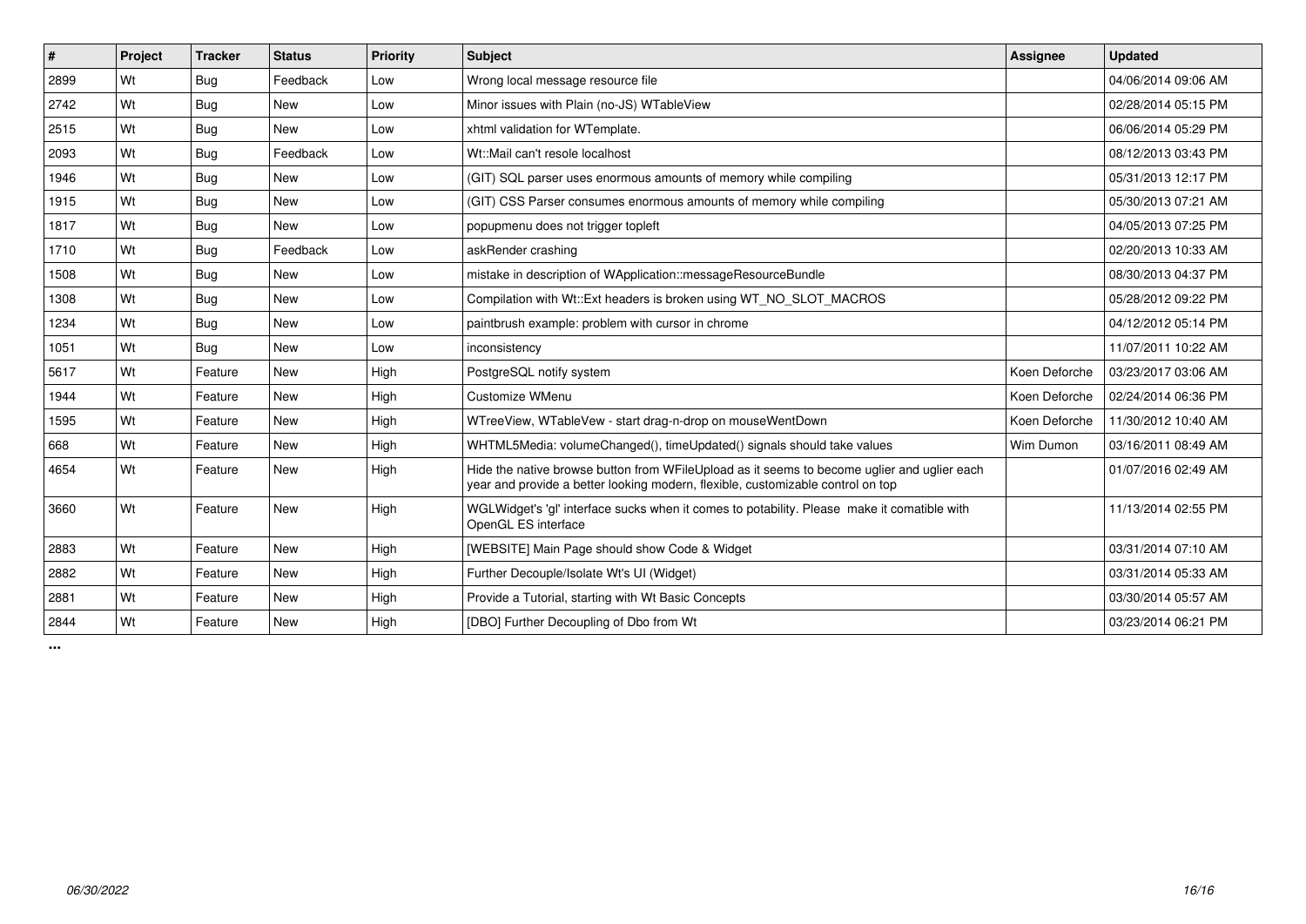| # | Project | Tracker | Status | Priority | Subject | Assignee | Updated |
|---|---|---|---|---|---|---|---|
| 2899 | Wt | Bug | Feedback | Low | Wrong local message resource file | | 04/06/2014 09:06 AM |
| 2742 | Wt | Bug | New | Low | Minor issues with Plain (no-JS) WTableView | | 02/28/2014 05:15 PM |
| 2515 | Wt | Bug | New | Low | xhtml validation for WTemplate. | | 06/06/2014 05:29 PM |
| 2093 | Wt | Bug | Feedback | Low | Wt::Mail can't resole localhost | | 08/12/2013 03:43 PM |
| 1946 | Wt | Bug | New | Low | (GIT) SQL parser uses enormous amounts of memory while compiling | | 05/31/2013 12:17 PM |
| 1915 | Wt | Bug | New | Low | (GIT) CSS Parser consumes enormous amounts of memory while compiling | | 05/30/2013 07:21 AM |
| 1817 | Wt | Bug | New | Low | popupmenu does not trigger topleft | | 04/05/2013 07:25 PM |
| 1710 | Wt | Bug | Feedback | Low | askRender crashing | | 02/20/2013 10:33 AM |
| 1508 | Wt | Bug | New | Low | mistake in description of WApplication::messageResourceBundle | | 08/30/2013 04:37 PM |
| 1308 | Wt | Bug | New | Low | Compilation with Wt::Ext headers is broken using WT_NO_SLOT_MACROS | | 05/28/2012 09:22 PM |
| 1234 | Wt | Bug | New | Low | paintbrush example: problem with cursor in chrome | | 04/12/2012 05:14 PM |
| 1051 | Wt | Bug | New | Low | inconsistency | | 11/07/2011 10:22 AM |
| 5617 | Wt | Feature | New | High | PostgreSQL notify system | Koen Deforche | 03/23/2017 03:06 AM |
| 1944 | Wt | Feature | New | High | Customize WMenu | Koen Deforche | 02/24/2014 06:36 PM |
| 1595 | Wt | Feature | New | High | WTreeView, WTableVew - start drag-n-drop on mouseWentDown | Koen Deforche | 11/30/2012 10:40 AM |
| 668 | Wt | Feature | New | High | WHTML5Media: volumeChanged(), timeUpdated() signals should take values | Wim Dumon | 03/16/2011 08:49 AM |
| 4654 | Wt | Feature | New | High | Hide the native browse button from WFileUpload as it seems to become uglier and uglier each year and provide a better looking modern, flexible, customizable control on top | | 01/07/2016 02:49 AM |
| 3660 | Wt | Feature | New | High | WGLWidget's 'gl' interface sucks when it comes to potability. Please make it comatible with OpenGL ES interface | | 11/13/2014 02:55 PM |
| 2883 | Wt | Feature | New | High | [WEBSITE] Main Page should show Code & Widget | | 03/31/2014 07:10 AM |
| 2882 | Wt | Feature | New | High | Further Decouple/Isolate Wt's UI (Widget) | | 03/31/2014 05:33 AM |
| 2881 | Wt | Feature | New | High | Provide a Tutorial, starting with Wt Basic Concepts | | 03/30/2014 05:57 AM |
| 2844 | Wt | Feature | New | High | [DBO] Further Decoupling of Dbo from Wt | | 03/23/2014 06:21 PM |

...